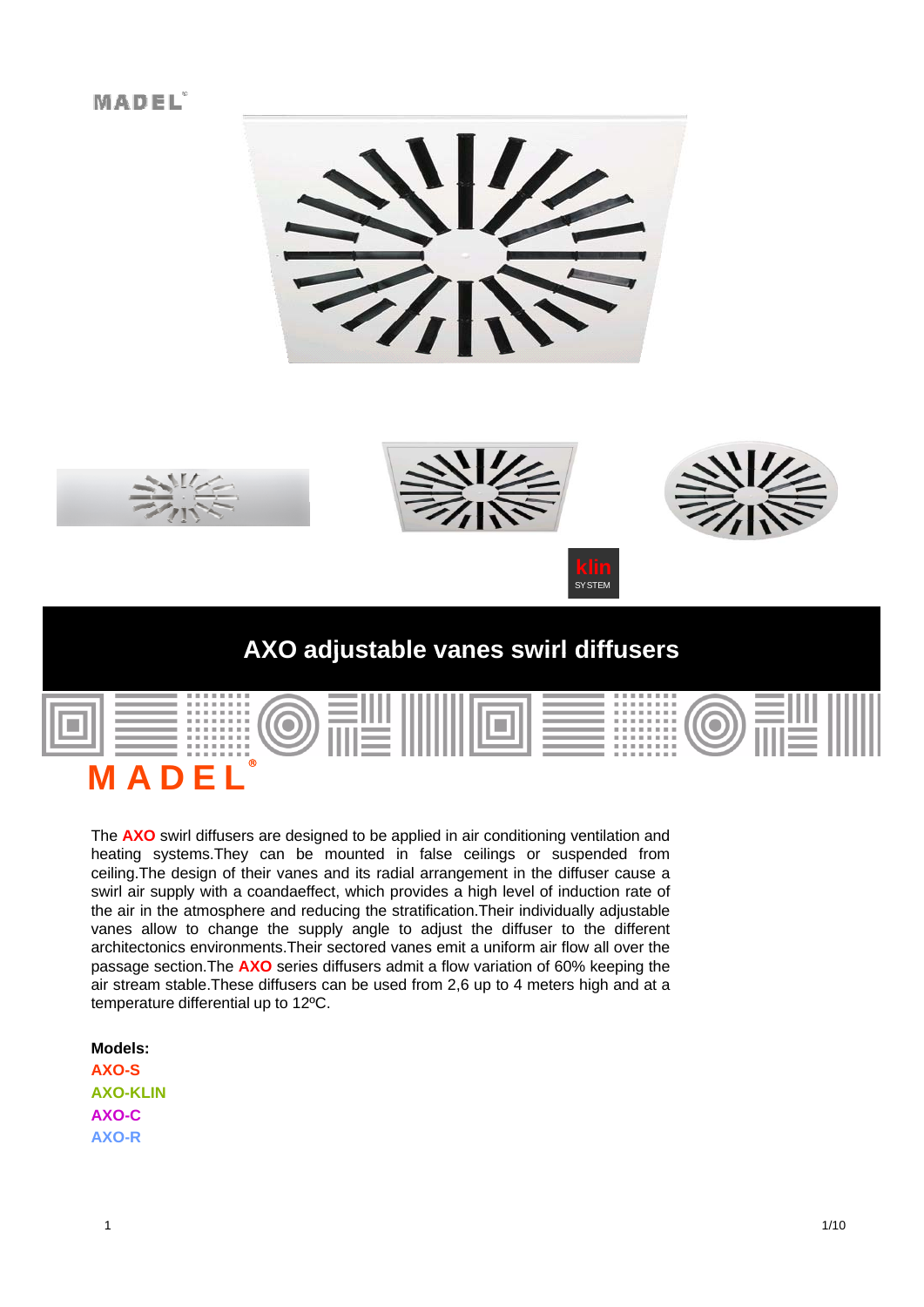MADEL

klin SYSTEM

# AXO adjustable vanes swirl diffusers

MADEL®

The **AXO** swirl diffusers are designed to be applied in air conditioning ventilation and heating systems.They can be mounted in false ceilings or suspended from ceiling.The design of their vanes and its radial arrangement in the diffuser cause a swirl air supply with a coandaeffect, which provides a high level of induction rate of the air in the atmosphere and reducing the stratification.Their individually adjustable vanes allow to change the supply angle to adjust the diffuser to the different architectonics environments.Their sectored vanes emit a uniform air flow all over the passage section.The **AXO** series diffusers admit a flow variation of 60% keeping the air stream stable.These diffusers can be used from 2,6 up to 4 meters high and at a temperature differential up to 12ºC.

**Models:**

**AXO-S**
**AXO-KLIN**
**AXO-C**
**AXO-R**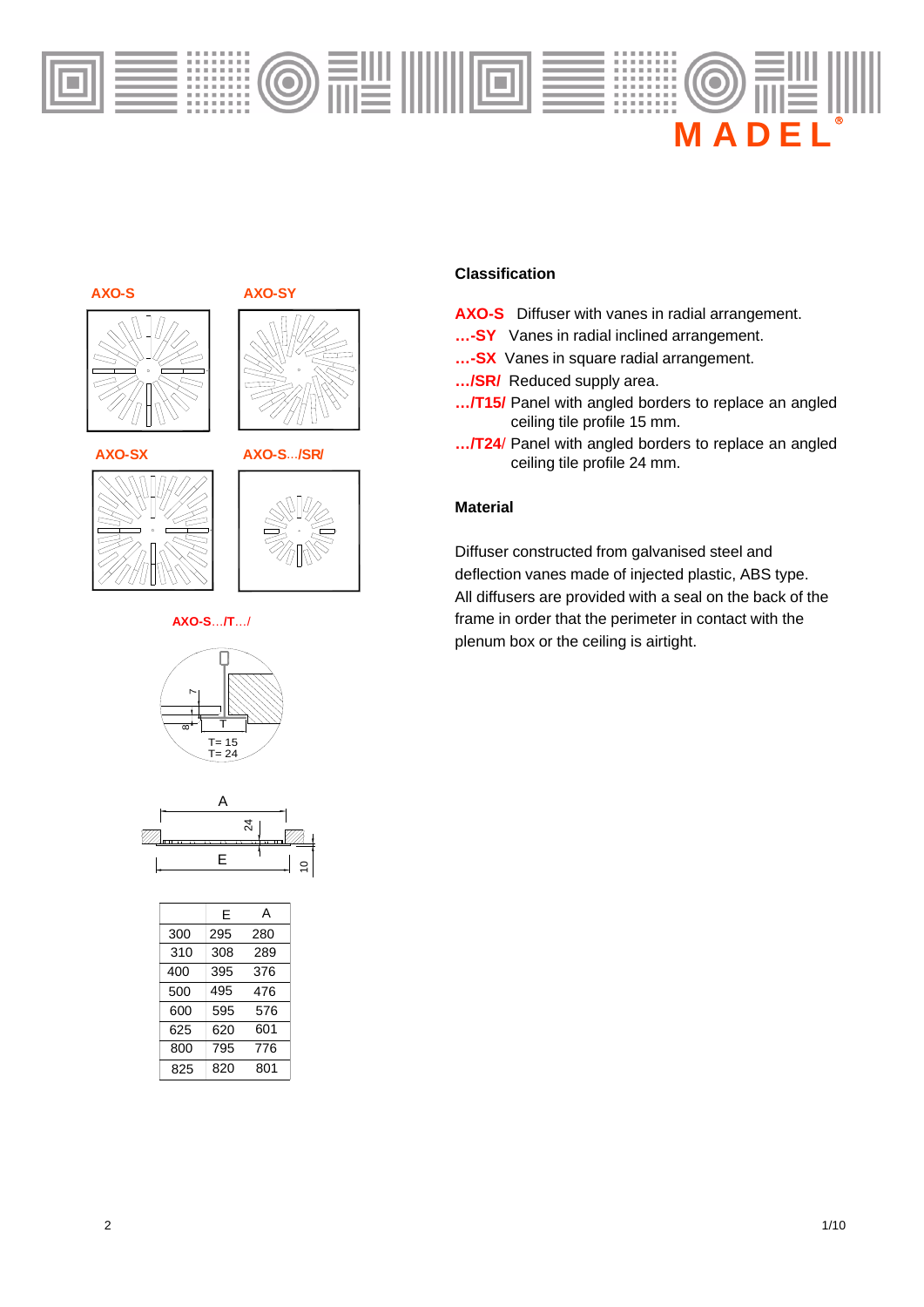AXO-S

AXO-SY

AXO-SX

AXO-S.../SR/

AXO-S.../T.../

T= 15
T= 24

|  | E | A |
|---|---|---|
| 300 | 295 | 280 |
| 310 | 308 | 289 |
| 400 | 395 | 376 |
| 500 | 495 | 476 |
| 600 | 595 | 576 |
| 625 | 620 | 601 |
| 800 | 795 | 776 |
| 825 | 820 | 801 |

## Classification

**AXO-S** Diffuser with vanes in radial arrangement.
**…-SY** Vanes in radial inclined arrangement.
**…-SX** Vanes in square radial arrangement.
**…/SR/** Reduced supply area.
**…/T15/** Panel with angled borders to replace an angled ceiling tile profile 15 mm.
**…/T24/** Panel with angled borders to replace an angled ceiling tile profile 24 mm.

## Material

Diffuser constructed from galvanised steel and deflection vanes made of injected plastic, ABS type. All diffusers are provided with a seal on the back of the frame in order that the perimeter in contact with the plenum box or the ceiling is airtight.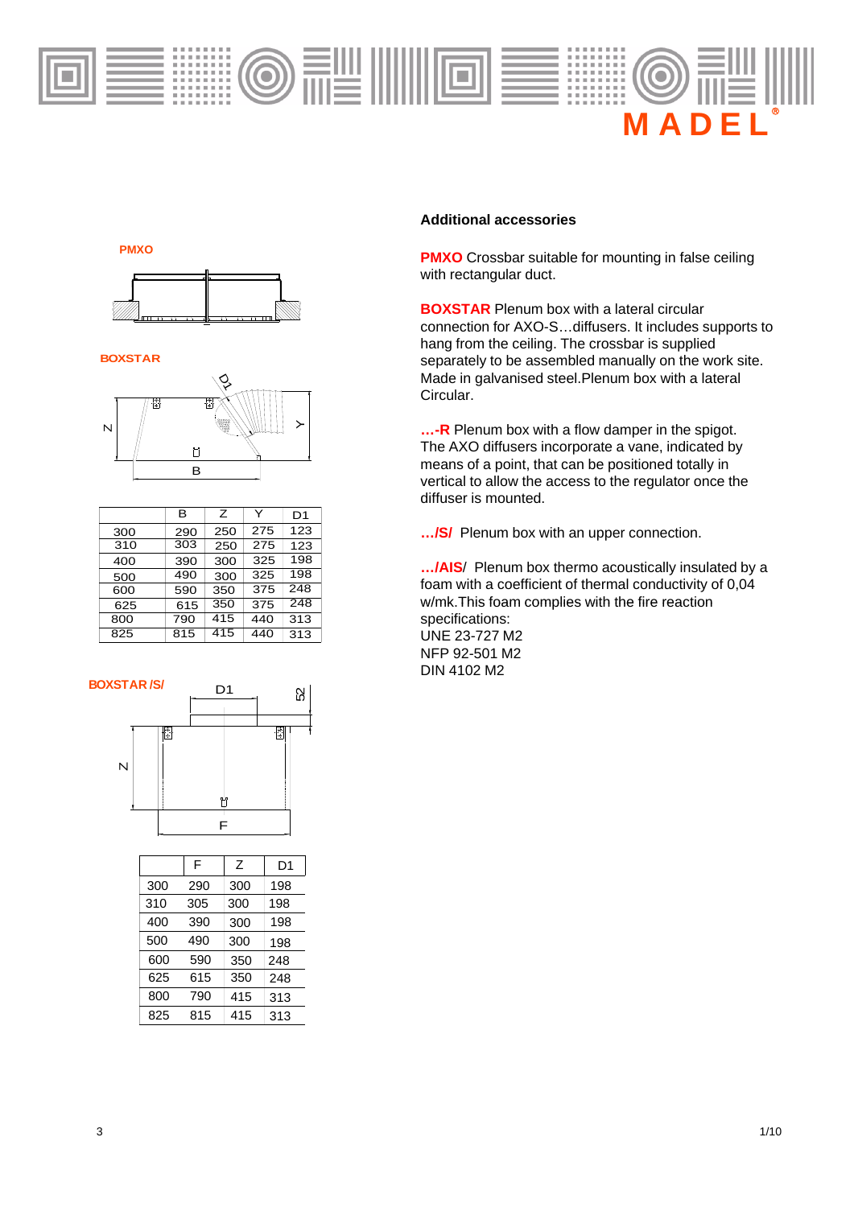## Additional accessories

**PMXO** Crossbar suitable for mounting in false ceiling with rectangular duct.

**BOXSTAR** Plenum box with a lateral circular connection for AXO-S…diffusers. It includes supports to hang from the ceiling. The crossbar is supplied separately to be assembled manually on the work site. Made in galvanised steel.Plenum box with a lateral Circular.

**…-R** Plenum box with a flow damper in the spigot. The AXO diffusers incorporate a vane, indicated by means of a point, that can be positioned totally in vertical to allow the access to the regulator once the diffuser is mounted.

**…/S/** Plenum box with an upper connection.

**…/AIS**/ Plenum box thermo acoustically insulated by a foam with a coefficient of thermal conductivity of 0,04 w/mk.This foam complies with the fire reaction specifications:
UNE 23-727 M2
NFP 92-501 M2
DIN 4102 M2

**PMXO**

**BOXSTAR**

| | B | Z | Y | D1 |
|---|---|---|---|---|
| 300 | 290 | 250 | 275 | 123 |
| 310 | 303 | 250 | 275 | 123 |
| 400 | 390 | 300 | 325 | 198 |
| 500 | 490 | 300 | 325 | 198 |
| 600 | 590 | 350 | 375 | 248 |
| 625 | 615 | 350 | 375 | 248 |
| 800 | 790 | 415 | 440 | 313 |
| 825 | 815 | 415 | 440 | 313 |

**BOXSTAR /S/**

| | F | Z | D1 |
|---|---|---|---|
| 300 | 290 | 300 | 198 |
| 310 | 305 | 300 | 198 |
| 400 | 390 | 300 | 198 |
| 500 | 490 | 300 | 198 |
| 600 | 590 | 350 | 248 |
| 625 | 615 | 350 | 248 |
| 800 | 790 | 415 | 313 |
| 825 | 815 | 415 | 313 |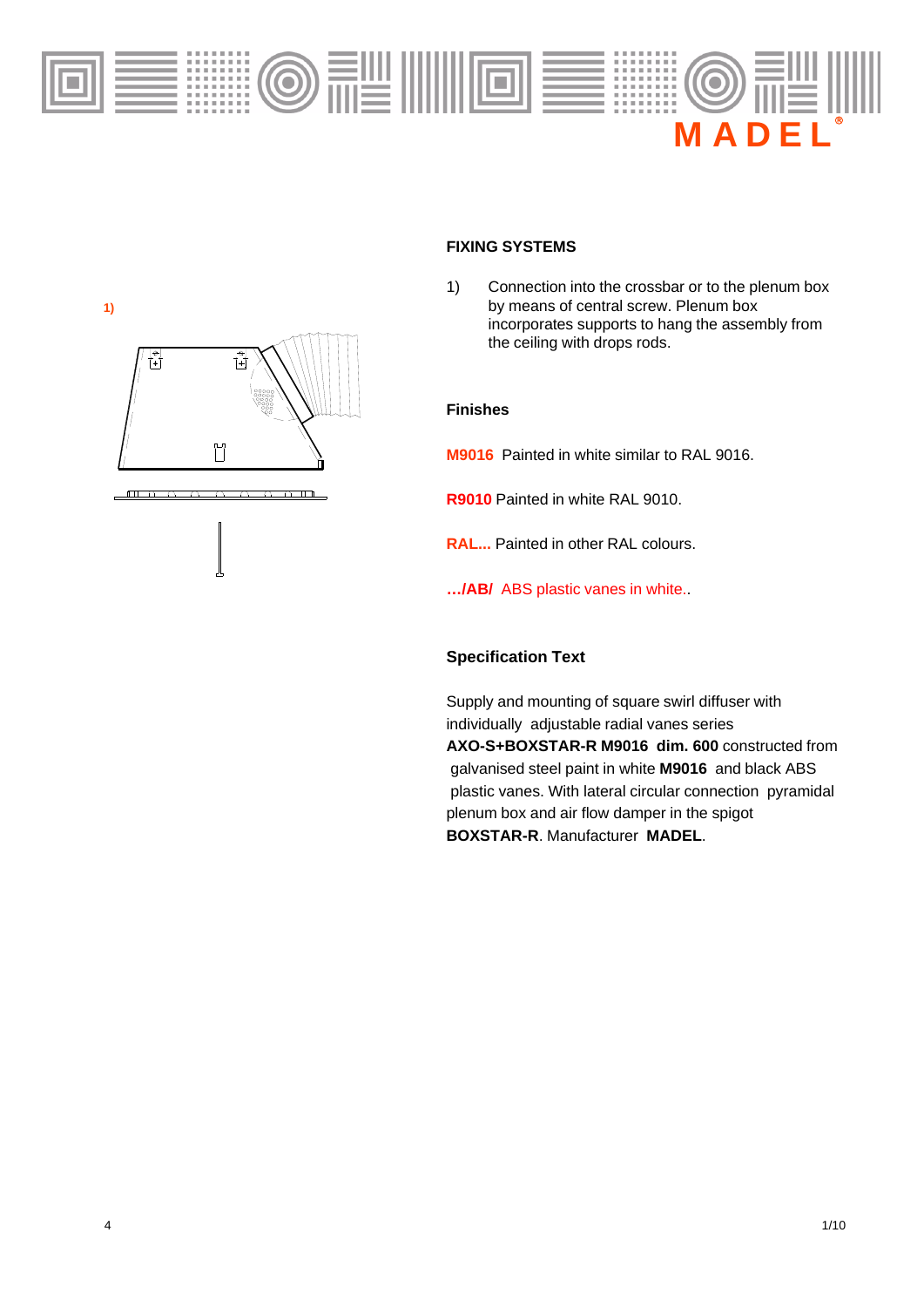1)

## FIXING SYSTEMS

1) Connection into the crossbar or to the plenum box by means of central screw. Plenum box incorporates supports to hang the assembly from the ceiling with drops rods.

### Finishes

**M9016** Painted in white similar to RAL 9016.

**R9010** Painted in white RAL 9010.

**RAL...** Painted in other RAL colours.

**…/AB/** ABS plastic vanes in white..

### Specification Text

Supply and mounting of square swirl diffuser with individually adjustable radial vanes series **AXO-S+BOXSTAR-R M9016 dim. 600** constructed from galvanised steel paint in white **M9016** and black ABS plastic vanes. With lateral circular connection pyramidal plenum box and air flow damper in the spigot **BOXSTAR-R**. Manufacturer **MADEL**.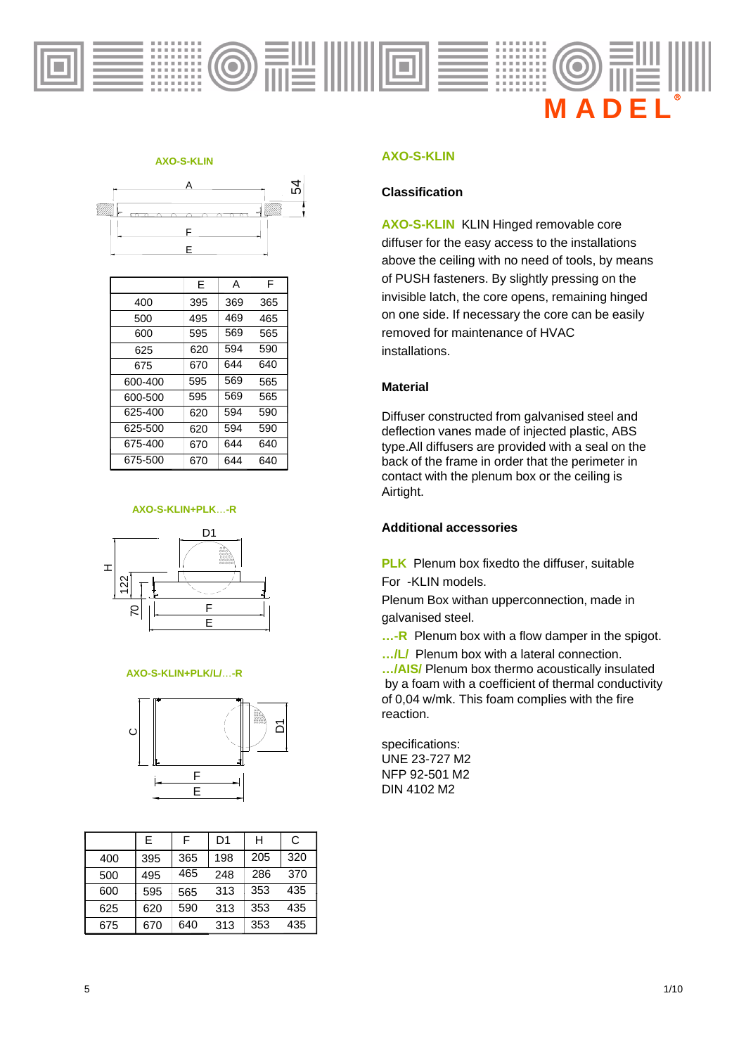**AXO-S-KLIN**

|  | E | A | F |
|---|---|---|---|
| 400 | 395 | 369 | 365 |
| 500 | 495 | 469 | 465 |
| 600 | 595 | 569 | 565 |
| 625 | 620 | 594 | 590 |
| 675 | 670 | 644 | 640 |
| 600-400 | 595 | 569 | 565 |
| 600-500 | 595 | 569 | 565 |
| 625-400 | 620 | 594 | 590 |
| 625-500 | 620 | 594 | 590 |
| 675-400 | 670 | 644 | 640 |
| 675-500 | 670 | 644 | 640 |

**AXO-S-KLIN+PLK…-R**

**AXO-S-KLIN+PLK/L/…-R**

|  | E | F | D1 | H | C |
|---|---|---|---|---|---|
| 400 | 395 | 365 | 198 | 205 | 320 |
| 500 | 495 | 465 | 248 | 286 | 370 |
| 600 | 595 | 565 | 313 | 353 | 435 |
| 625 | 620 | 590 | 313 | 353 | 435 |
| 675 | 670 | 640 | 313 | 353 | 435 |

## AXO-S-KLIN

### Classification

**AXO-S-KLIN** KLIN Hinged removable core diffuser for the easy access to the installations above the ceiling with no need of tools, by means of PUSH fasteners. By slightly pressing on the invisible latch, the core opens, remaining hinged on one side. If necessary the core can be easily removed for maintenance of HVAC installations.

### Material

Diffuser constructed from galvanised steel and deflection vanes made of injected plastic, ABS type.All diffusers are provided with a seal on the back of the frame in order that the perimeter in contact with the plenum box or the ceiling is Airtight.

### Additional accessories

**PLK** Plenum box fixedto the diffuser, suitable For -KLIN models.
Plenum Box withan upperconnection, made in galvanised steel.

**…-R** Plenum box with a flow damper in the spigot.

**…/L/** Plenum box with a lateral connection.

**…/AIS/** Plenum box thermo acoustically insulated by a foam with a coefficient of thermal conductivity of 0,04 w/mk. This foam complies with the fire reaction.

specifications:
UNE 23-727 M2
NFP 92-501 M2
DIN 4102 M2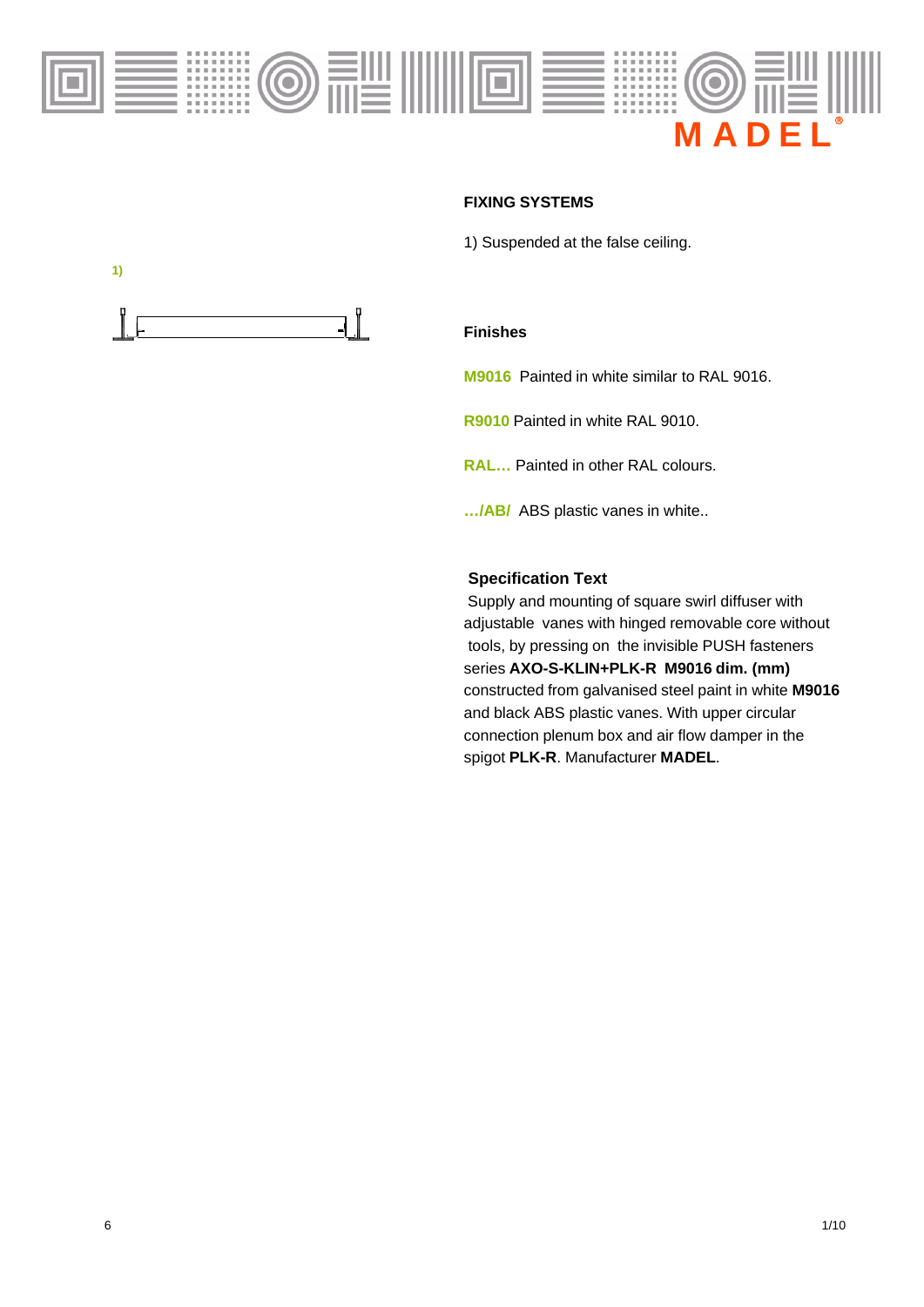## FIXING SYSTEMS

1) Suspended at the false ceiling.

1)

### Finishes

**M9016** Painted in white similar to RAL 9016.

**R9010** Painted in white RAL 9010.

**RAL…** Painted in other RAL colours.

**…/AB/** ABS plastic vanes in white..

### Specification Text

Supply and mounting of square swirl diffuser with adjustable vanes with hinged removable core without tools, by pressing on the invisible PUSH fasteners series **AXO-S-KLIN+PLK-R M9016 dim. (mm)** constructed from galvanised steel paint in white **M9016** and black ABS plastic vanes. With upper circular connection plenum box and air flow damper in the spigot **PLK-R**. Manufacturer **MADEL**.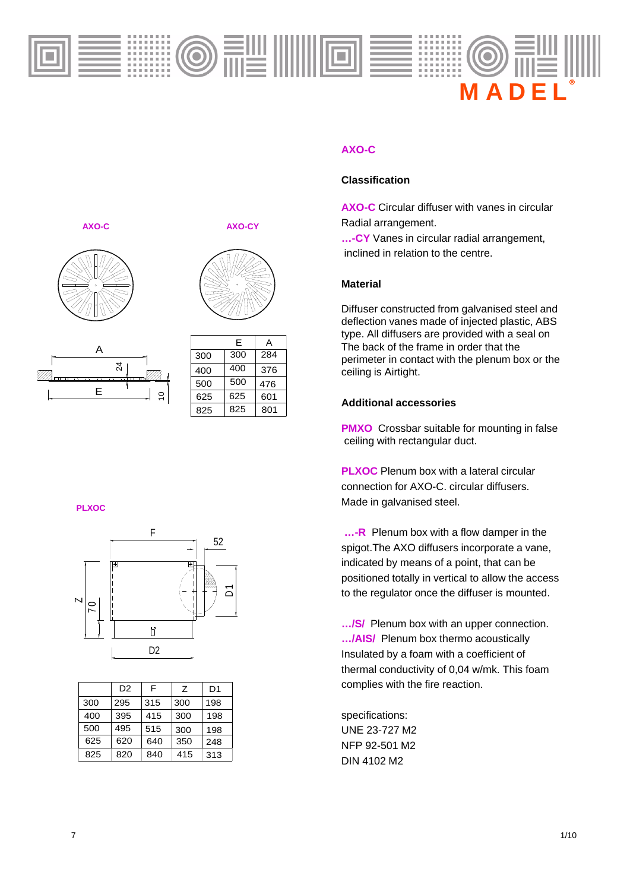## AXO-C

### Classification

**AXO-C** Circular diffuser with vanes in circular Radial arrangement.
**…-CY** Vanes in circular radial arrangement, inclined in relation to the centre.

### Material

Diffuser constructed from galvanised steel and deflection vanes made of injected plastic, ABS type. All diffusers are provided with a seal on The back of the frame in order that the perimeter in contact with the plenum box or the ceiling is Airtight.

### Additional accessories

**PMXO** Crossbar suitable for mounting in false ceiling with rectangular duct.

**PLXOC** Plenum box with a lateral circular connection for AXO-C. circular diffusers. Made in galvanised steel.

**…-R** Plenum box with a flow damper in the spigot.The AXO diffusers incorporate a vane, indicated by means of a point, that can be positioned totally in vertical to allow the access to the regulator once the diffuser is mounted.

**…/S/** Plenum box with an upper connection.
**…/AIS/** Plenum box thermo acoustically Insulated by a foam with a coefficient of thermal conductivity of 0,04 w/mk. This foam complies with the fire reaction.

specifications:
UNE 23-727 M2
NFP 92-501 M2
DIN 4102 M2

**AXO-C** **AXO-CY**

| | E | A |
|---|---|---|
| 300 | 300 | 284 |
| 400 | 400 | 376 |
| 500 | 500 | 476 |
| 625 | 625 | 601 |
| 825 | 825 | 801 |

**PLXOC**

| | D2 | F | Z | D1 |
|---|---|---|---|---|
| 300 | 295 | 315 | 300 | 198 |
| 400 | 395 | 415 | 300 | 198 |
| 500 | 495 | 515 | 300 | 198 |
| 625 | 620 | 640 | 350 | 248 |
| 825 | 820 | 840 | 415 | 313 |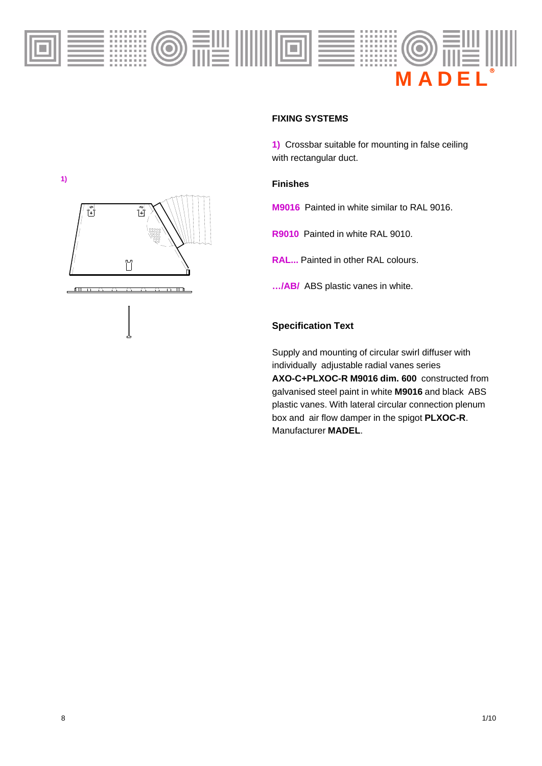## FIXING SYSTEMS

1) Crossbar suitable for mounting in false ceiling with rectangular duct.

1)

### Finishes

**M9016** Painted in white similar to RAL 9016.

**R9010** Painted in white RAL 9010.

**RAL...** Painted in other RAL colours.

**…/AB/** ABS plastic vanes in white.

### Specification Text

Supply and mounting of circular swirl diffuser with individually adjustable radial vanes series **AXO-C+PLXOC-R M9016 dim. 600** constructed from galvanised steel paint in white **M9016** and black ABS plastic vanes. With lateral circular connection plenum box and air flow damper in the spigot **PLXOC-R**. Manufacturer **MADEL**.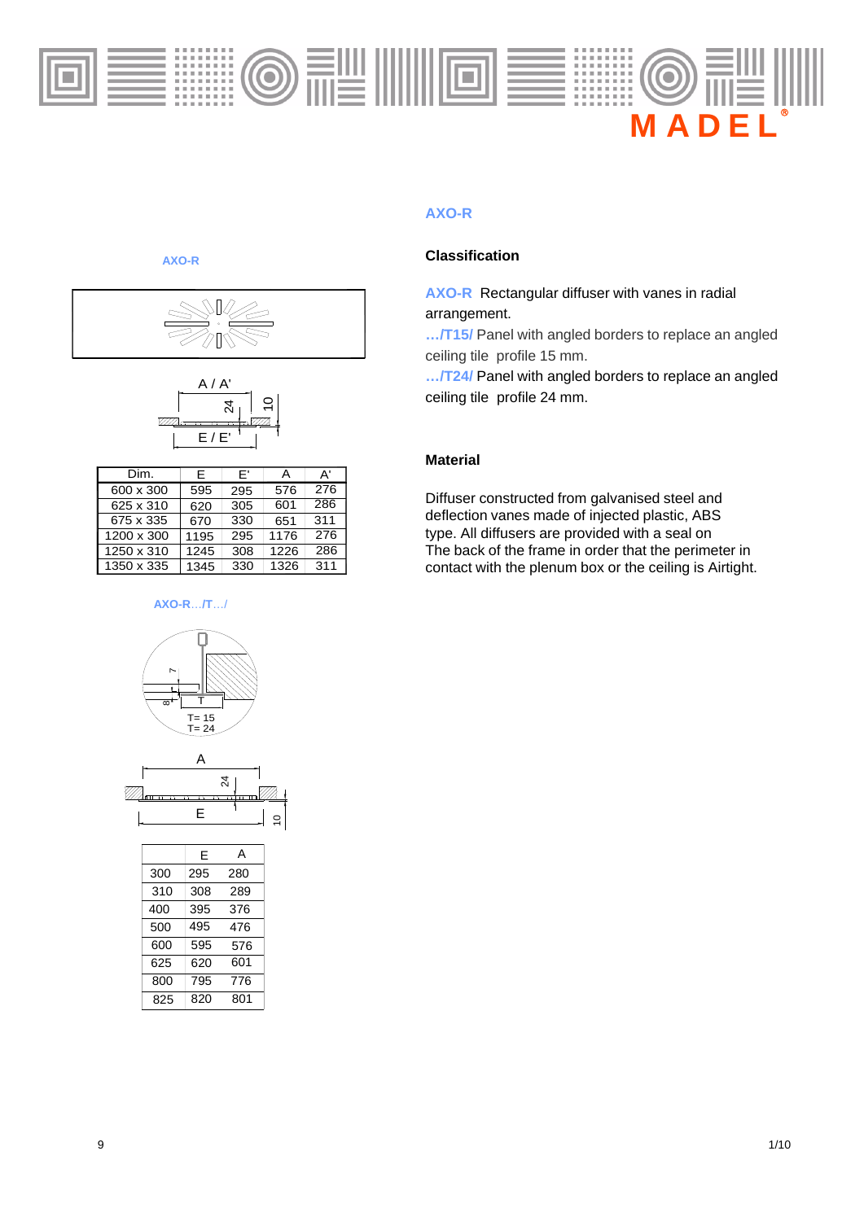AXO-R

A / A'

E / E'

| Dim. | E | E' | A | A' |
|---|---|---|---|---|
| 600 x 300 | 595 | 295 | 576 | 276 |
| 625 x 310 | 620 | 305 | 601 | 286 |
| 675 x 335 | 670 | 330 | 651 | 311 |
| 1200 x 300 | 1195 | 295 | 1176 | 276 |
| 1250 x 310 | 1245 | 308 | 1226 | 286 |
| 1350 x 335 | 1345 | 330 | 1326 | 311 |

AXO-R…/T…/

T= 15
T= 24

|  | E | A |
|---|---|---|
| 300 | 295 | 280 |
| 310 | 308 | 289 |
| 400 | 395 | 376 |
| 500 | 495 | 476 |
| 600 | 595 | 576 |
| 625 | 620 | 601 |
| 800 | 795 | 776 |
| 825 | 820 | 801 |

## AXO-R

### Classification

**AXO-R** Rectangular diffuser with vanes in radial arrangement.

**…/T15/** Panel with angled borders to replace an angled ceiling tile profile 15 mm.

**…/T24/** Panel with angled borders to replace an angled ceiling tile profile 24 mm.

### Material

Diffuser constructed from galvanised steel and deflection vanes made of injected plastic, ABS type. All diffusers are provided with a seal on The back of the frame in order that the perimeter in contact with the plenum box or the ceiling is Airtight.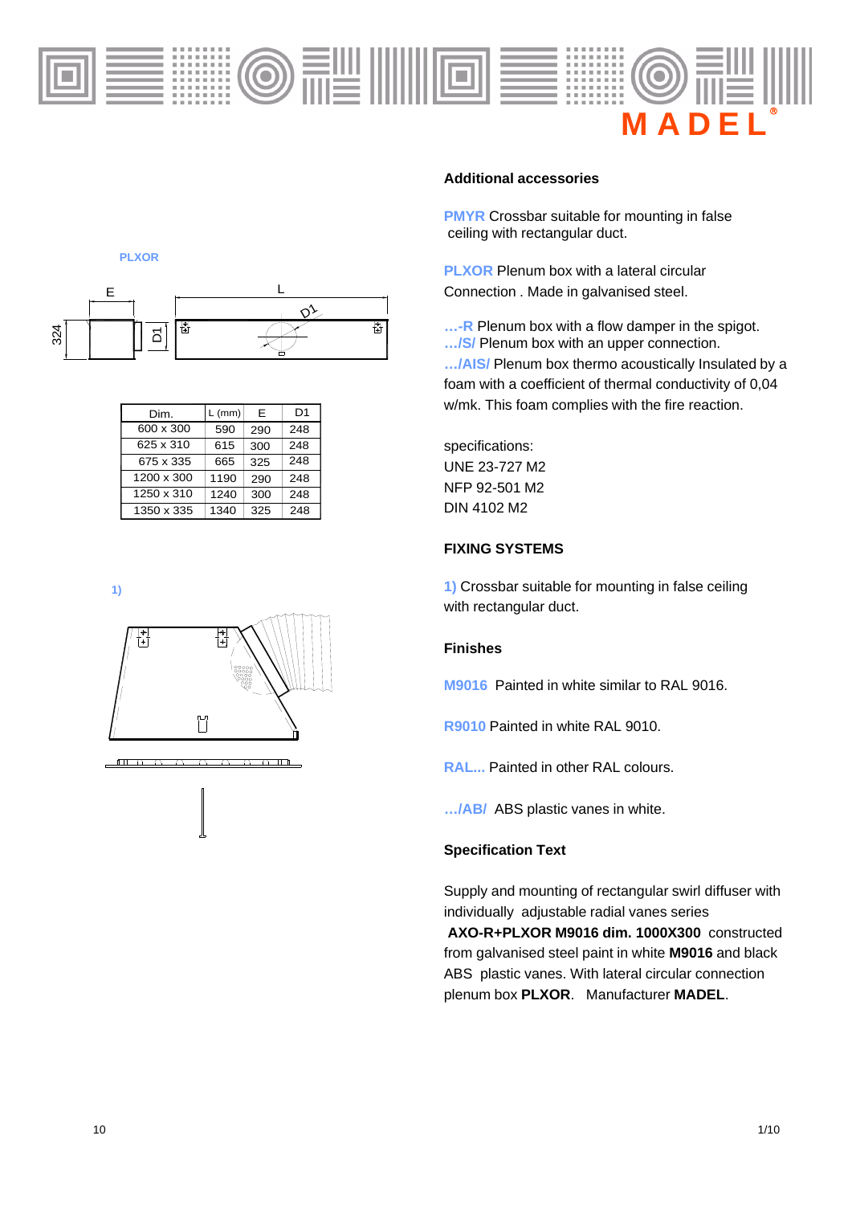**PLXOR**

| Dim. | L (mm) | E | D1 |
| --- | --- | --- | --- |
| 600 x 300 | 590 | 290 | 248 |
| 625 x 310 | 615 | 300 | 248 |
| 675 x 335 | 665 | 325 | 248 |
| 1200 x 300 | 1190 | 290 | 248 |
| 1250 x 310 | 1240 | 300 | 248 |
| 1350 x 335 | 1340 | 325 | 248 |

**1)**

### Additional accessories

**PMYR** Crossbar suitable for mounting in false ceiling with rectangular duct.

**PLXOR** Plenum box with a lateral circular Connection . Made in galvanised steel.

**…-R** Plenum box with a flow damper in the spigot.
**…/S/** Plenum box with an upper connection.
**…/AIS/** Plenum box thermo acoustically Insulated by a foam with a coefficient of thermal conductivity of 0,04 w/mk. This foam complies with the fire reaction.

specifications:
UNE 23-727 M2
NFP 92-501 M2
DIN 4102 M2

### FIXING SYSTEMS

**1)** Crossbar suitable for mounting in false ceiling with rectangular duct.

### Finishes

**M9016** Painted in white similar to RAL 9016.

**R9010** Painted in white RAL 9010.

**RAL...** Painted in other RAL colours.

**…/AB/** ABS plastic vanes in white.

### Specification Text

Supply and mounting of rectangular swirl diffuser with individually adjustable radial vanes series **AXO-R+PLXOR M9016 dim. 1000X300** constructed from galvanised steel paint in white **M9016** and black ABS plastic vanes. With lateral circular connection plenum box **PLXOR**. Manufacturer **MADEL**.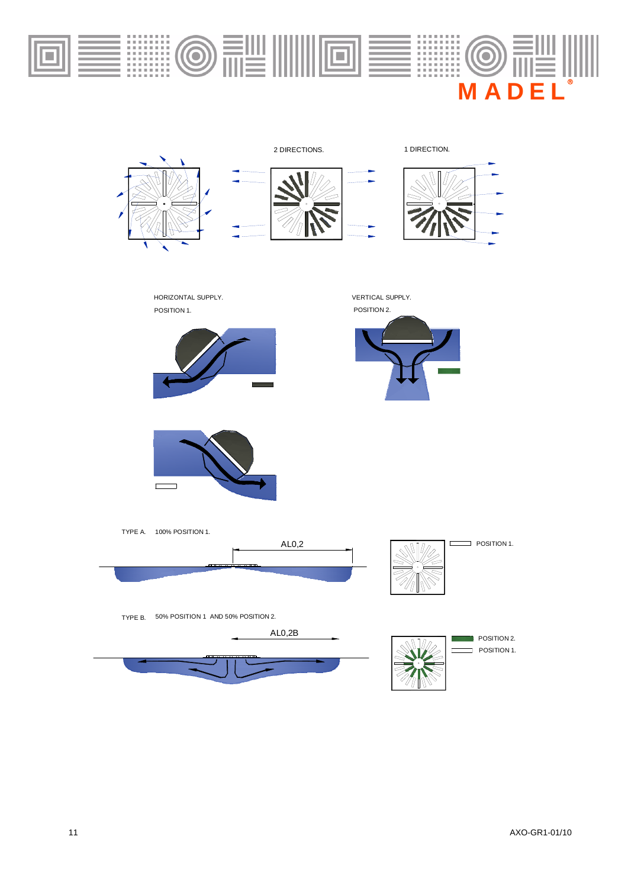2 DIRECTIONS.

1 DIRECTION.

HORIZONTAL SUPPLY.
POSITION 1.

VERTICAL SUPPLY.
POSITION 2.

TYPE A. 100% POSITION 1.

AL0,2

POSITION 1.

TYPE B. 50% POSITION 1 AND 50% POSITION 2.

AL0,2B

POSITION 2.
POSITION 1.

AXO-GR1-01/10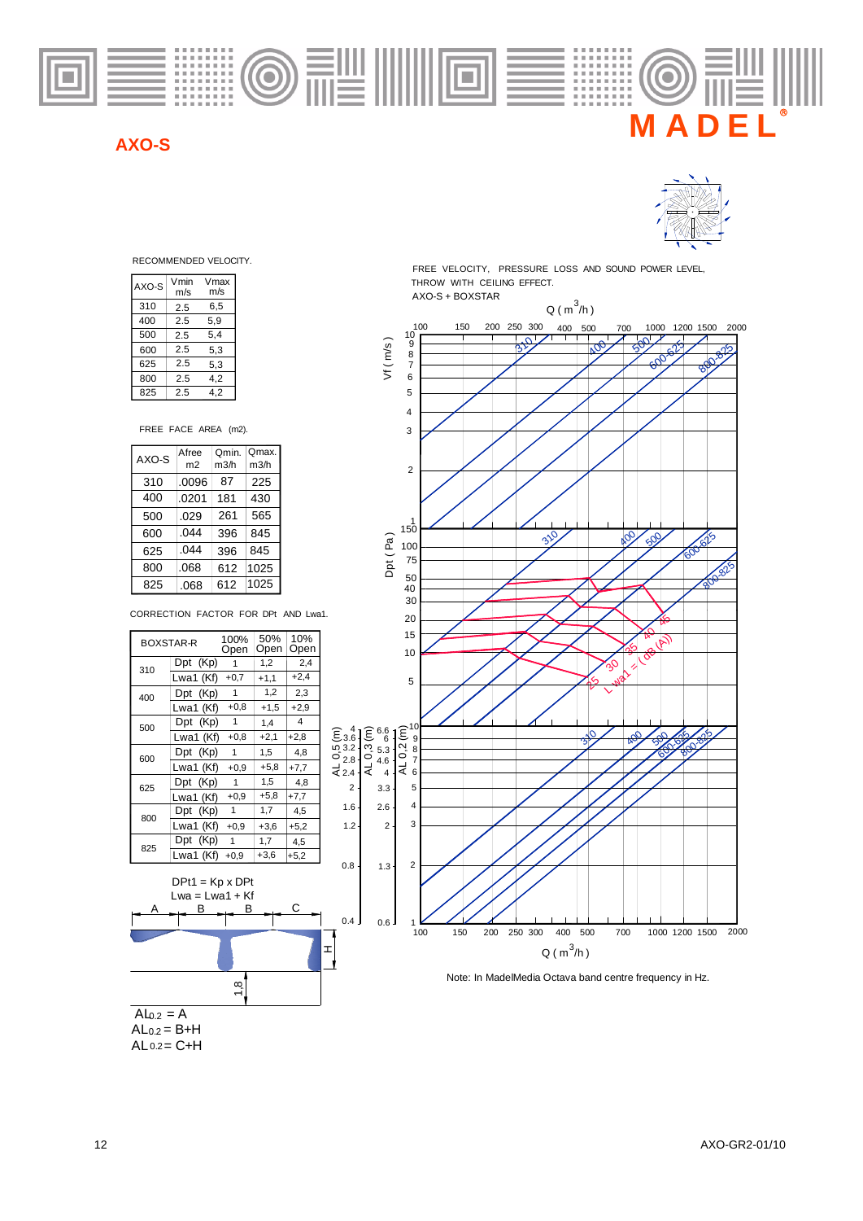# AXO-S

RECOMMENDED VELOCITY.

| AXO-S | Vmin m/s | Vmax m/s |
|---|---|---|
| 310 | 2.5 | 6,5 |
| 400 | 2.5 | 5,9 |
| 500 | 2.5 | 5,4 |
| 600 | 2.5 | 5,3 |
| 625 | 2.5 | 5,3 |
| 800 | 2.5 | 4,2 |
| 825 | 2.5 | 4,2 |

FREE FACE AREA (m2).

| AXO-S | Afree m2 | Qmin. m3/h | Qmax. m3/h |
|---|---|---|---|
| 310 | .0096 | 87 | 225 |
| 400 | .0201 | 181 | 430 |
| 500 | .029 | 261 | 565 |
| 600 | .044 | 396 | 845 |
| 625 | .044 | 396 | 845 |
| 800 | .068 | 612 | 1025 |
| 825 | .068 | 612 | 1025 |

CORRECTION FACTOR FOR DPt AND Lwa1.

| BOXSTAR-R | | 100% Open | 50% Open | 10% Open |
|---|---|---|---|---|
| 310 | Dpt (Kp) | 1 | 1,2 | 2,4 |
| | Lwa1 (Kf) | +0,7 | +1,1 | +2,4 |
| 400 | Dpt (Kp) | 1 | 1,2 | 2,3 |
| | Lwa1 (Kf) | +0,8 | +1,5 | +2,9 |
| 500 | Dpt (Kp) | 1 | 1,4 | 4 |
| | Lwa1 (Kf) | +0,8 | +2,1 | +2,8 |
| 600 | Dpt (Kp) | 1 | 1,5 | 4,8 |
| | Lwa1 (Kf) | +0,9 | +5,8 | +7,7 |
| 625 | Dpt (Kp) | 1 | 1,5 | 4,8 |
| | Lwa1 (Kf) | +0,9 | +5,8 | +7,7 |
| 800 | Dpt (Kp) | 1 | 1,7 | 4,5 |
| | Lwa1 (Kf) | +0,9 | +3,6 | +5,2 |
| 825 | Dpt (Kp) | 1 | 1,7 | 4,5 |
| | Lwa1 (Kf) | +0,9 | +3,6 | +5,2 |

DPt1 = Kp x DPt

Lwa = Lwa1 + Kf

$AL_{0.2}$ = A

$AL_{0.2}$ = B+H

$AL_{0.2}$ = C+H

FREE VELOCITY, PRESSURE LOSS AND SOUND POWER LEVEL, THROW WITH CEILING EFFECT.

AXO-S + BOXSTAR

Note: In MadelMedia Octava band centre frequency in Hz.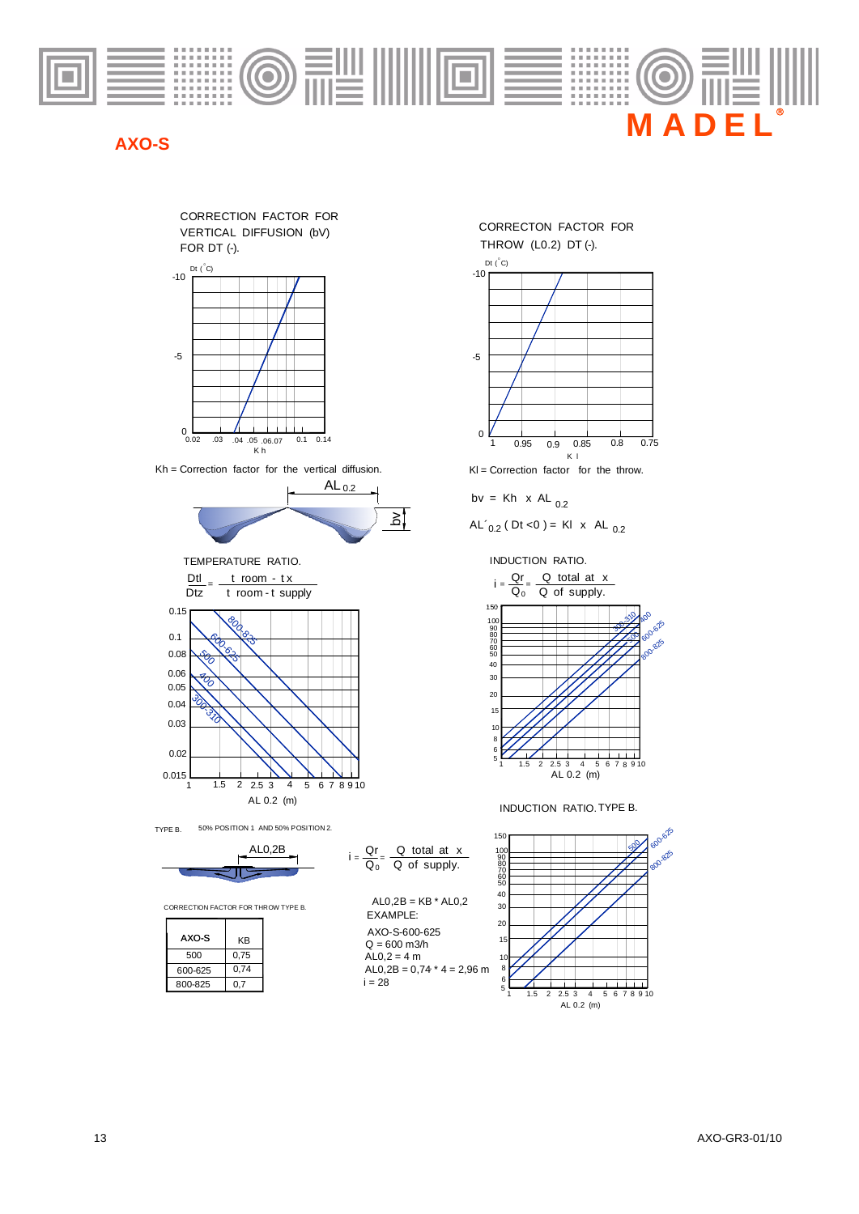## AXO-S

CORRECTION FACTOR FOR VERTICAL DIFFUSION (bV) FOR DT (-).

Kh = Correction factor for the vertical diffusion.

CORRECTON FACTOR FOR THROW (L0.2) DT (-).

Kl = Correction factor for the throw.

$$bv = Kh \times AL_{0.2}$$

$$AL'_{0.2}\ (Dt < 0) = Kl \times AL_{0.2}$$

TEMPERATURE RATIO.

$$\frac{Dtl}{Dtz} = \frac{t\ room - t\,x}{t\ room - t\ supply}$$

INDUCTION RATIO.

$$i = \frac{Qr}{Q_0} = \frac{Q\ total\ at\ x}{Q\ of\ supply.}$$

INDUCTION RATIO. TYPE B.

TYPE B. 50% POSITION 1 AND 50% POSITION 2.

$$i = \frac{Qr}{Q_0} = \frac{Q\ total\ at\ x}{Q\ of\ supply.}$$

CORRECTION FACTOR FOR THROW TYPE B.

| AXO-S | KB |
|---|---|
| 500 | 0,75 |
| 600-625 | 0,74 |
| 800-825 | 0,7 |

AL0,2B = KB * AL0,2

EXAMPLE:

AXO-S-600-625

Q = 600 m3/h

AL0,2 = 4 m

AL0,2B = 0,74 * 4 = 2,96 m

i = 28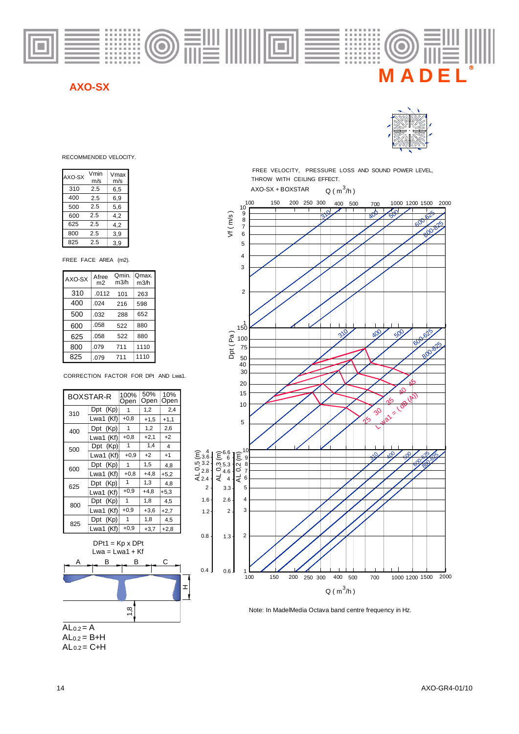# AXO-SX

RECOMMENDED VELOCITY.

| AXO-SX | Vmin m/s | Vmax m/s |
|---|---|---|
| 310 | 2.5 | 6,5 |
| 400 | 2.5 | 6,9 |
| 500 | 2.5 | 5,6 |
| 600 | 2.5 | 4,2 |
| 625 | 2.5 | 4,2 |
| 800 | 2.5 | 3,9 |
| 825 | 2.5 | 3,9 |

FREE FACE AREA (m2).

| AXO-SX | Afree m2 | Qmin. m3/h | Qmax. m3/h |
|---|---|---|---|
| 310 | .0112 | 101 | 263 |
| 400 | .024 | 216 | 598 |
| 500 | .032 | 288 | 652 |
| 600 | .058 | 522 | 880 |
| 625 | .058 | 522 | 880 |
| 800 | .079 | 711 | 1110 |
| 825 | .079 | 711 | 1110 |

CORRECTION FACTOR FOR DPt AND Lwa1.

| BOXSTAR-R | | 100% Open | 50% Open | 10% Open |
|---|---|---|---|---|
| 310 | Dpt (Kp) | 1 | 1,2 | 2,4 |
| | Lwa1 (Kf) | +0,8 | +1,5 | +1,1 |
| 400 | Dpt (Kp) | 1 | 1,2 | 2,6 |
| | Lwa1 (Kf) | +0,8 | +2,1 | +2 |
| 500 | Dpt (Kp) | 1 | 1,4 | 4 |
| | Lwa1 (Kf) | +0,9 | +2 | +1 |
| 600 | Dpt (Kp) | 1 | 1,5 | 4,8 |
| | Lwa1 (Kf) | +0,8 | +4,8 | +5,2 |
| 625 | Dpt (Kp) | 1 | 1,3 | 4,8 |
| | Lwa1 (Kf) | +0,9 | +4,8 | +5,3 |
| 800 | Dpt (Kp) | 1 | 1,8 | 4,5 |
| | Lwa1 (Kf) | +0,9 | +3,6 | +2,7 |
| 825 | Dpt (Kp) | 1 | 1,8 | 4,5 |
| | Lwa1 (Kf) | +0,9 | +3,7 | +2,8 |

DPt1 = Kp x DPt
Lwa = Lwa1 + Kf

$AL_{0.2}$ = A
$AL_{0.2}$ = B+H
$AL_{0.2}$ = C+H

FREE VELOCITY, PRESSURE LOSS AND SOUND POWER LEVEL, THROW WITH CEILING EFFECT.

AXO-SX + BOXSTAR

Note: In MadelMedia Octava band centre frequency in Hz.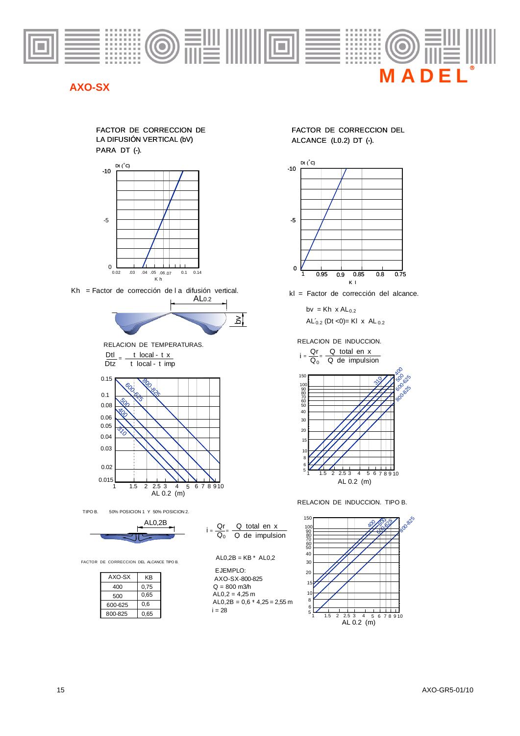# AXO-SX

## FACTOR DE CORRECCION DE LA DIFUSIÓN VERTICAL (bV) PARA DT (-).

Kh = Factor de corrección de la difusión vertical.

## FACTOR DE CORRECCION DEL ALCANCE ($L_{0.2}$) DT (-).

kl = Factor de corrección del alcance.

$bv = Kh \times AL_{0.2}$

$AL'_{0.2}$ (Dt <0)= Kl x $AL_{0.2}$

### RELACION DE TEMPERATURAS.

$$\frac{Dtl}{Dtz} = \frac{t\ local - t\ x}{t\ local - t\ imp}$$

### RELACION DE INDUCCION.

$$i = \frac{Qr}{Q_0} = \frac{Q\ total\ en\ x}{Q\ de\ impulsion}$$

### RELACION DE INDUCCION. TIPO B.

TIPO B. 50% POSICION 1 Y 50% POSICION 2.

$$i = \frac{Qr}{Q_0} = \frac{Q\ total\ en\ x}{Q\ de\ impulsion}$$

AL0,2B = KB * AL0,2

EJEMPLO:
AXO-SX-800-825
Q = 800 m3/h
AL0,2 = 4,25 m
AL0,2B = 0,6 * 4,25 = 2,55 m
i = 28

FACTOR DE CORRECCION DEL ALCANCE TIPO B.

| AXO-SX | KB |
|---|---|
| 400 | 0,75 |
| 500 | 0,65 |
| 600-625 | 0,6 |
| 800-825 | 0,65 |

AXO-GR5-01/10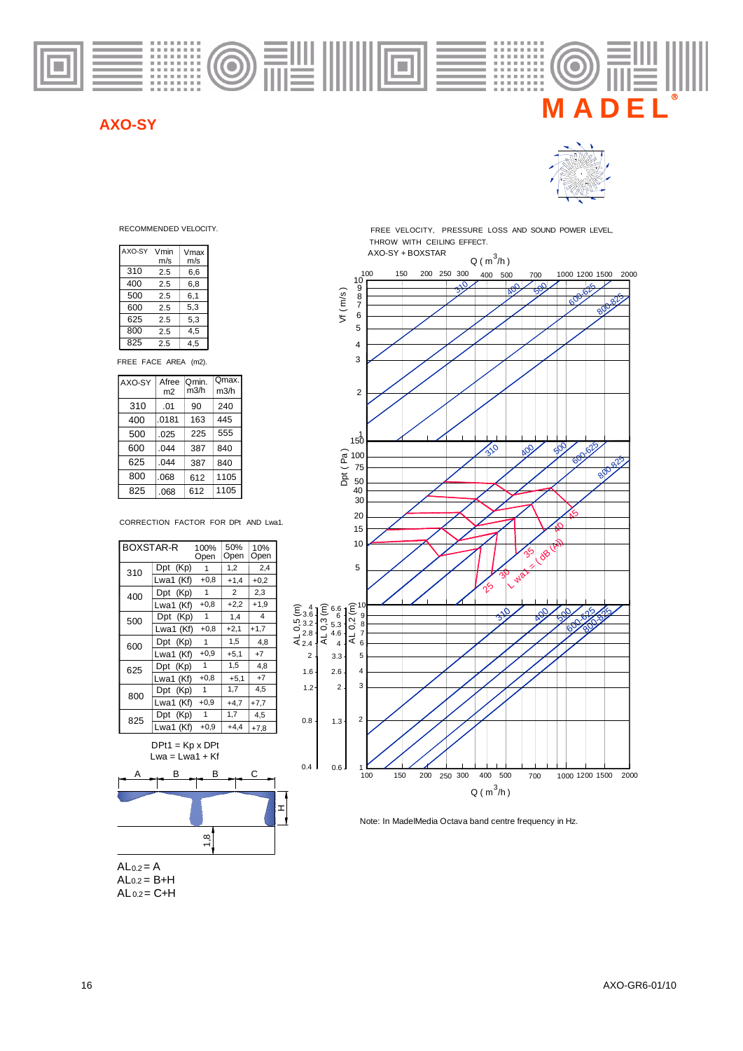## AXO-SY

RECOMMENDED VELOCITY.

| AXO-SY | Vmin m/s | Vmax m/s |
|---|---|---|
| 310 | 2.5 | 6,6 |
| 400 | 2.5 | 6,8 |
| 500 | 2.5 | 6,1 |
| 600 | 2.5 | 5,3 |
| 625 | 2.5 | 5,3 |
| 800 | 2.5 | 4,5 |
| 825 | 2.5 | 4,5 |

FREE FACE AREA (m2).

| AXO-SY | Afree m2 | Qmin. m3/h | Qmax. m3/h |
|---|---|---|---|
| 310 | .01 | 90 | 240 |
| 400 | .0181 | 163 | 445 |
| 500 | .025 | 225 | 555 |
| 600 | .044 | 387 | 840 |
| 625 | .044 | 387 | 840 |
| 800 | .068 | 612 | 1105 |
| 825 | .068 | 612 | 1105 |

CORRECTION FACTOR FOR DPt AND Lwa1.

| BOXSTAR-R | | 100% Open | 50% Open | 10% Open |
|---|---|---|---|---|
| 310 | Dpt (Kp) | 1 | 1,2 | 2,4 |
| | Lwa1 (Kf) | +0,8 | +1,4 | +0,2 |
| 400 | Dpt (Kp) | 1 | 2 | 2,3 |
| | Lwa1 (Kf) | +0,8 | +2,2 | +1,9 |
| 500 | Dpt (Kp) | 1 | 1,4 | 4 |
| | Lwa1 (Kf) | +0,8 | +2,1 | +1,7 |
| 600 | Dpt (Kp) | 1 | 1,5 | 4,8 |
| | Lwa1 (Kf) | +0,9 | +5,1 | +7 |
| 625 | Dpt (Kp) | 1 | 1,5 | 4,8 |
| | Lwa1 (Kf) | +0,8 | +5,1 | +7 |
| 800 | Dpt (Kp) | 1 | 1,7 | 4,5 |
| | Lwa1 (Kf) | +0,9 | +4,7 | +7,7 |
| 825 | Dpt (Kp) | 1 | 1,7 | 4,5 |
| | Lwa1 (Kf) | +0,9 | +4,4 | +7,8 |

DPt1 = Kp x DPt
Lwa = Lwa1 + Kf

$AL_{0.2}$ = A
$AL_{0.2}$ = B+H
$AL_{0.2}$ = C+H

FREE VELOCITY, PRESSURE LOSS AND SOUND POWER LEVEL, THROW WITH CEILING EFFECT.
AXO-SY + BOXSTAR

Note: In MadelMedia Octava band centre frequency in Hz.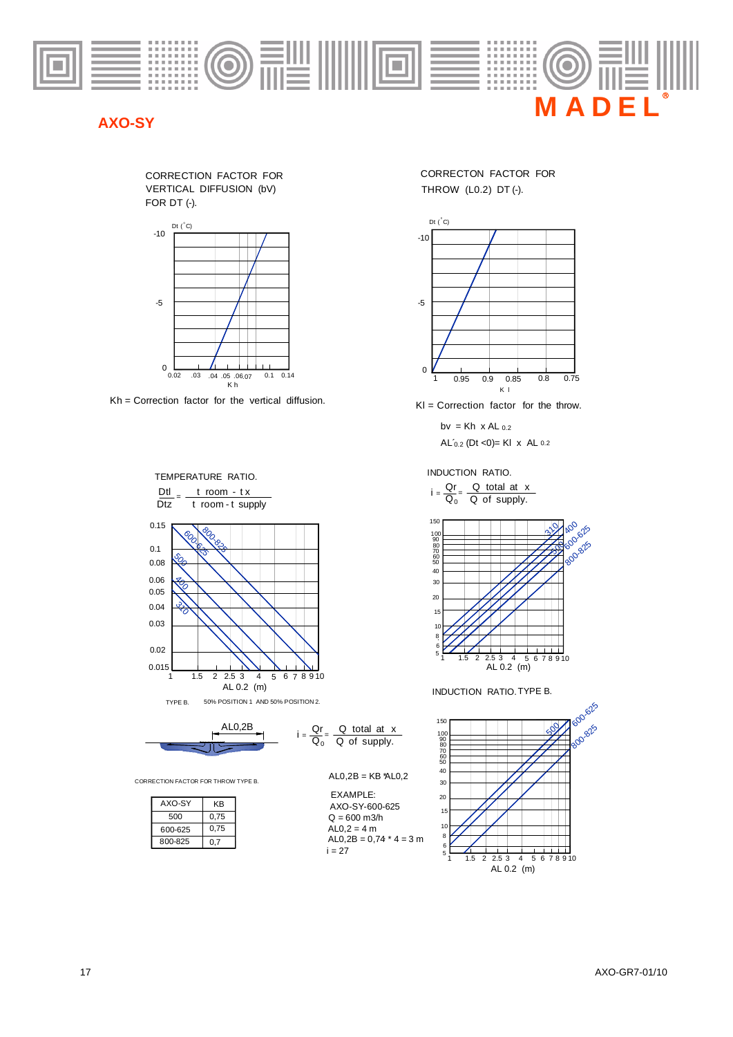# AXO-SY

CORRECTION FACTOR FOR VERTICAL DIFFUSION (bV) FOR DT (-).

Kh = Correction factor for the vertical diffusion.

CORRECTON FACTOR FOR THROW (L0.2) DT (-).

Kl = Correction factor for the throw.

$bv = Kh \times AL_{0.2}$

$AL'_{0.2}$ (Dt <0)= Kl x $AL_{0.2}$

TEMPERATURE RATIO.

$$\frac{Dtl}{Dtz} = \frac{t\ room - t\ x}{t\ room - t\ supply}$$

INDUCTION RATIO.

$$i = \frac{Qr}{Q_0} = \frac{Q\ total\ at\ x}{Q\ of\ supply.}$$

TYPE B. 50% POSITION 1 AND 50% POSITION 2.

INDUCTION RATIO. TYPE B.

$$i = \frac{Qr}{Q_0} = \frac{Q\ total\ at\ x}{Q\ of\ supply.}$$

CORRECTION FACTOR FOR THROW TYPE B.

| AXO-SY | KB |
|---|---|
| 500 | 0,75 |
| 600-625 | 0,75 |
| 800-825 | 0,7 |

AL0,2B = KB *AL0,2

EXAMPLE:
AXO-SY-600-625
Q = 600 m3/h
AL0,2 = 4 m
AL0,2B = 0,74 * 4 = 3 m
i = 27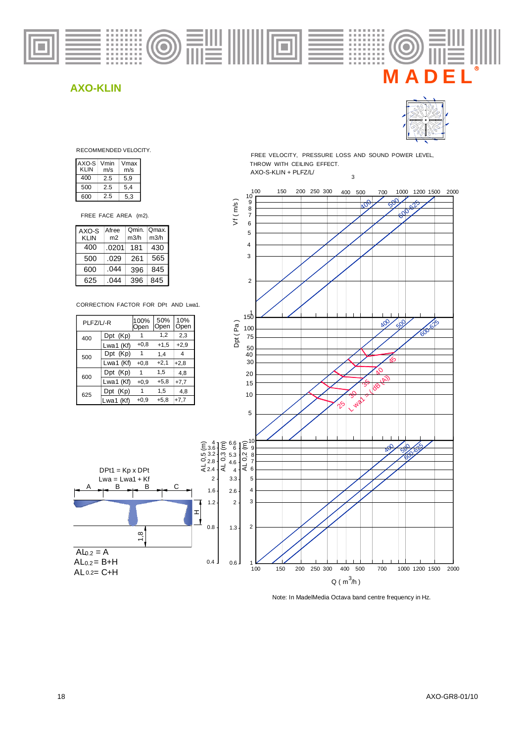MADEL®

## AXO-KLIN

RECOMMENDED VELOCITY.

| AXO-S KLIN | Vmin m/s | Vmax m/s |
|---|---|---|
| 400 | 2.5 | 5,9 |
| 500 | 2.5 | 5,4 |
| 600 | 2.5 | 5,3 |

FREE FACE AREA (m2).

| AXO-S KLIN | Afree m2 | Qmin. m3/h | Qmax. m3/h |
|---|---|---|---|
| 400 | .0201 | 181 | 430 |
| 500 | .029 | 261 | 565 |
| 600 | .044 | 396 | 845 |
| 625 | .044 | 396 | 845 |

CORRECTION FACTOR FOR DPt AND Lwa1.

| PLFZ/L/-R | | 100% Open | 50% Open | 10% Open |
|---|---|---|---|---|
| 400 | Dpt (Kp) | 1 | 1,2 | 2,3 |
| | Lwa1 (Kf) | +0,8 | +1,5 | +2,9 |
| 500 | Dpt (Kp) | 1 | 1,4 | 4 |
| | Lwa1 (Kf) | +0,8 | +2,1 | +2,8 |
| 600 | Dpt (Kp) | 1 | 1,5 | 4,8 |
| | Lwa1 (Kf) | +0,9 | +5,8 | +7,7 |
| 625 | Dpt (Kp) | 1 | 1,5 | 4,8 |
| | Lwa1 (Kf) | +0,9 | +5,8 | +7,7 |

FREE VELOCITY, PRESSURE LOSS AND SOUND POWER LEVEL, THROW WITH CEILING EFFECT.
AXO-S-KLIN + PLFZ/L/

DPt1 = Kp x DPt
Lwa = Lwa1 + Kf

$AL_{0.2} = A$
$AL_{0.2} = B+H$
$AL_{0.2} = C+H$

Note: In MadelMedia Octava band centre frequency in Hz.

AXO-GR8-01/10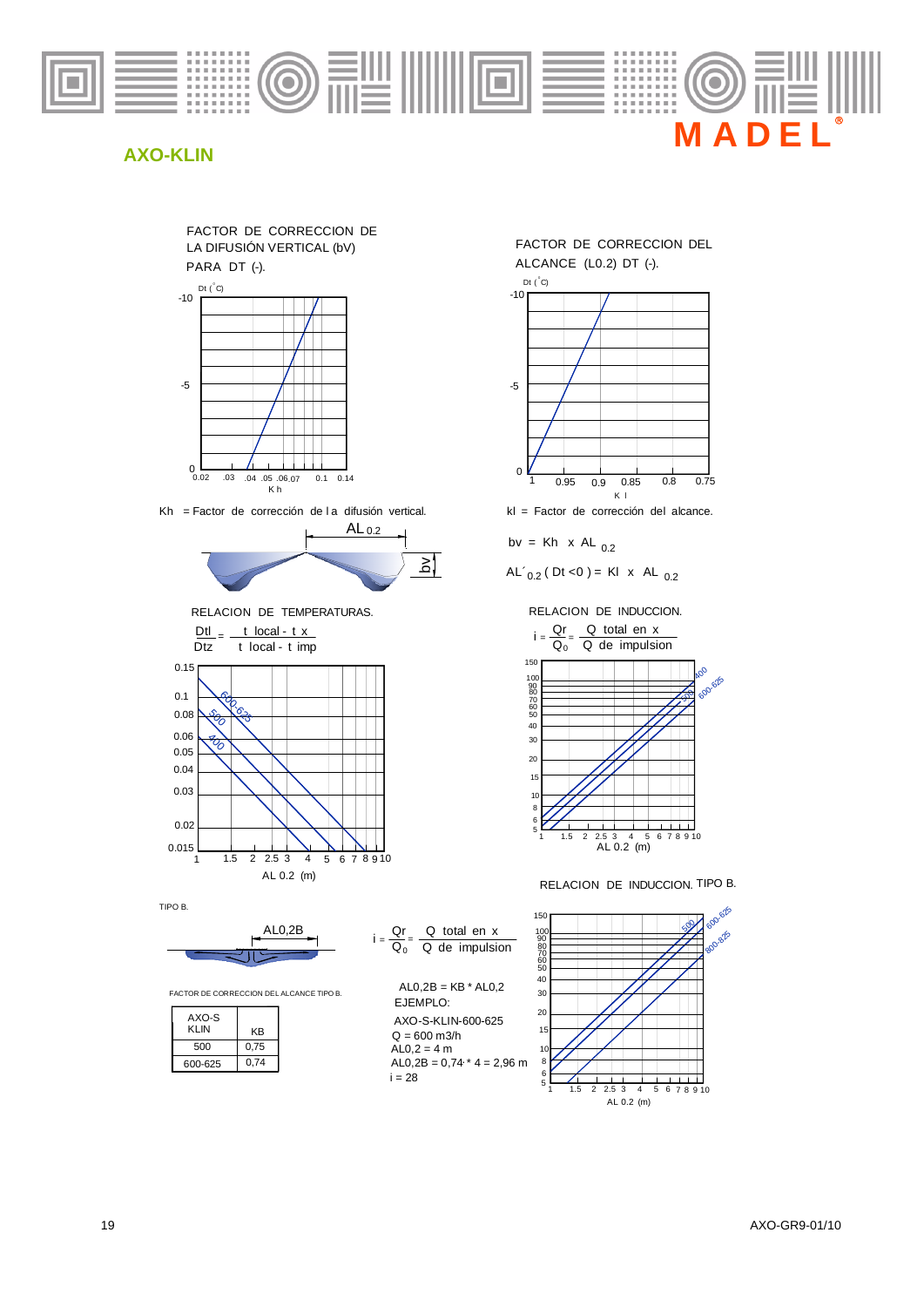## AXO-KLIN

FACTOR DE CORRECCION DE LA DIFUSIÓN VERTICAL (bV) PARA DT (-).

Kh = Factor de corrección de la difusión vertical.

FACTOR DE CORRECCION DEL ALCANCE (L0.2) DT (-).

kl = Factor de corrección del alcance.

$bv = Kh \times AL_{0.2}$

$AL'_{0.2}\ (Dt < 0) = Kl \times AL_{0.2}$

RELACION DE TEMPERATURAS.

$$\frac{Dtl}{Dtz} = \frac{t\ local - t\ x}{t\ local - t\ imp}$$

RELACION DE INDUCCION.

$$i = \frac{Qr}{Q_0} = \frac{Q\ total\ en\ x}{Q\ de\ impulsion}$$

RELACION DE INDUCCION. TIPO B.

TIPO B.

$$i = \frac{Qr}{Q_0} = \frac{Q\ total\ en\ x}{Q\ de\ impulsion}$$

FACTOR DE CORRECCION DEL ALCANCE TIPO B.

| AXO-S KLIN | KB |
|---|---|
| 500 | 0,75 |
| 600-625 | 0,74 |

AL0,2B = KB * AL0,2

EJEMPLO:

AXO-S-KLIN-600-625

Q = 600 m3/h

AL0,2 = 4 m

AL0,2B = 0,74 * 4 = 2,96 m

i = 28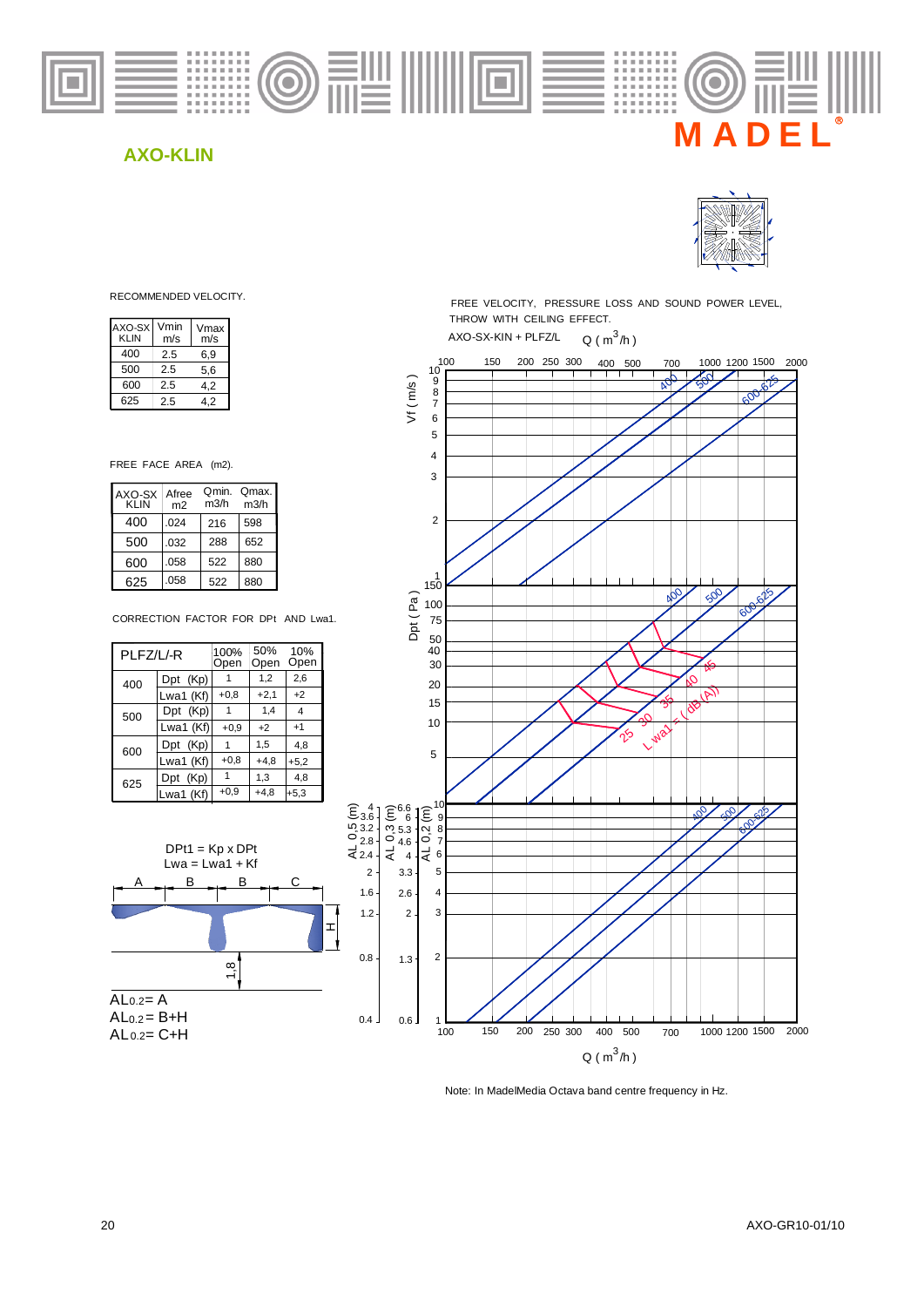# AXO-KLIN

RECOMMENDED VELOCITY.

| AXO-SX KLIN | Vmin m/s | Vmax m/s |
|---|---|---|
| 400 | 2.5 | 6,9 |
| 500 | 2.5 | 5,6 |
| 600 | 2.5 | 4,2 |
| 625 | 2.5 | 4,2 |

FREE FACE AREA (m2).

| AXO-SX KLIN | Afree m2 | Qmin. m3/h | Qmax. m3/h |
|---|---|---|---|
| 400 | .024 | 216 | 598 |
| 500 | .032 | 288 | 652 |
| 600 | .058 | 522 | 880 |
| 625 | .058 | 522 | 880 |

CORRECTION FACTOR FOR DPt AND Lwa1.

| PLFZ/L/-R | | 100% Open | 50% Open | 10% Open |
|---|---|---|---|---|
| 400 | Dpt (Kp) | 1 | 1,2 | 2,6 |
| | Lwa1 (Kf) | +0,8 | +2,1 | +2 |
| 500 | Dpt (Kp) | 1 | 1,4 | 4 |
| | Lwa1 (Kf) | +0,9 | +2 | +1 |
| 600 | Dpt (Kp) | 1 | 1,5 | 4,8 |
| | Lwa1 (Kf) | +0,8 | +4,8 | +5,2 |
| 625 | Dpt (Kp) | 1 | 1,3 | 4,8 |
| | Lwa1 (Kf) | +0,9 | +4,8 | +5,3 |

DPt1 = Kp x DPt

Lwa = Lwa1 + Kf

$AL_{0.2}$= A

$AL_{0.2}$= B+H

$AL_{0.2}$= C+H

FREE VELOCITY, PRESSURE LOSS AND SOUND POWER LEVEL, THROW WITH CEILING EFFECT.

AXO-SX-KIN + PLFZ/L

Note: In MadelMedia Octava band centre frequency in Hz.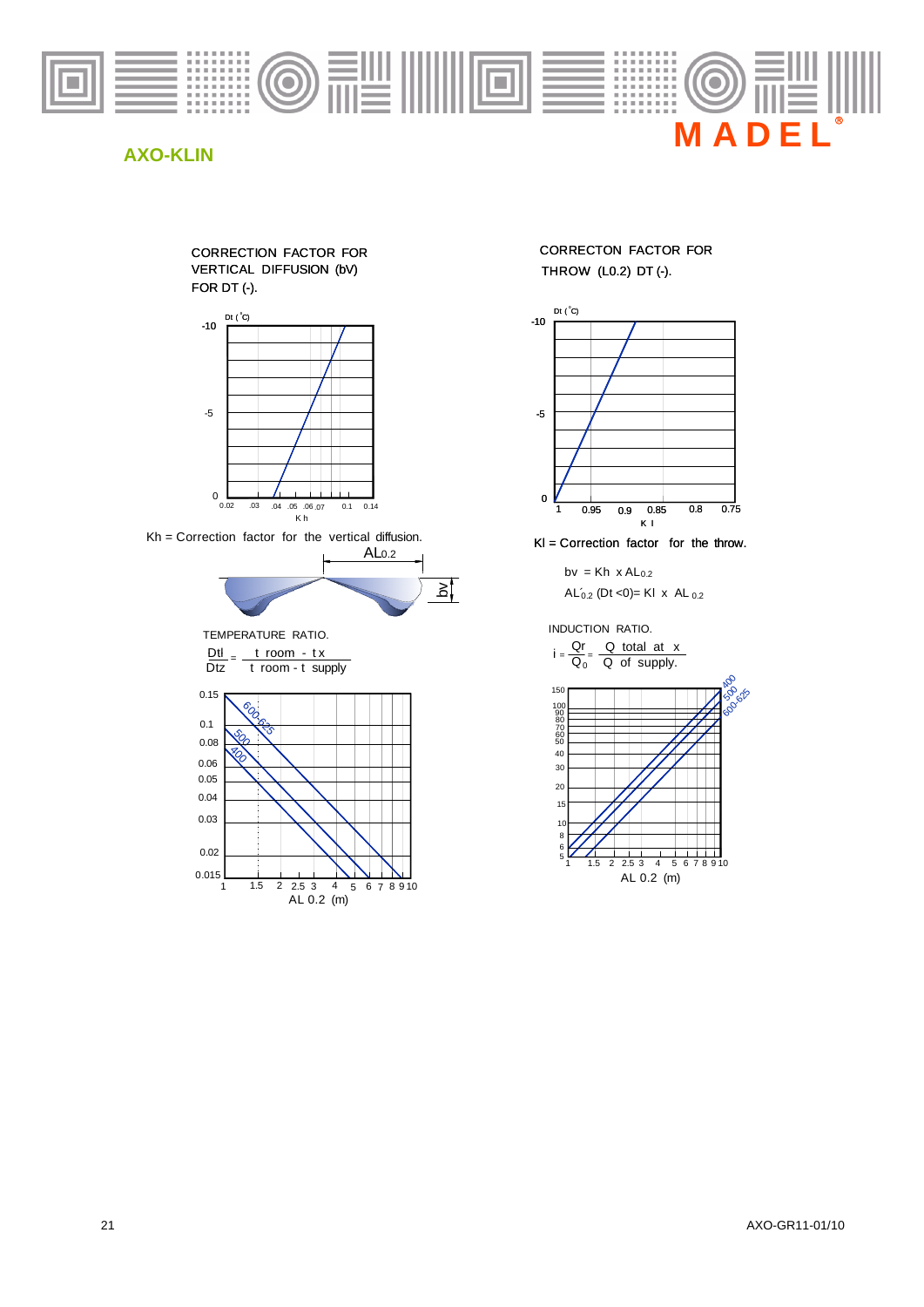## AXO-KLIN

CORRECTION FACTOR FOR VERTICAL DIFFUSION (bV) FOR DT (-).

Dt (°C)

-10

-5

0

0.02 .03 .04 .05 .06 .07 0.1 0.14

K h

Kh = Correction factor for the vertical diffusion.

$AL_{0.2}$

bv

TEMPERATURE RATIO.

$$\frac{Dtl}{Dtz} = \frac{t\ room - t\ x}{t\ room - t\ supply}$$

0.15, 0.1, 0.08, 0.06, 0.05, 0.04, 0.03, 0.02, 0.015

600-625, 500, 400

1 1.5 2 2.5 3 4 5 6 7 8 9 10

AL 0.2 (m)

CORRECTON FACTOR FOR THROW ($L0.2$) DT (-).

Dt (°C)

-10

-5

0

1 0.95 0.9 0.85 0.8 0.75

K l

Kl = Correction factor for the throw.

$bv = Kh \times AL_{0.2}$

$AL'_{0.2}$ (Dt <0)= Kl x $AL_{0.2}$

INDUCTION RATIO.

$$i = \frac{Qr}{Q_0} = \frac{Q\ total\ at\ x}{Q\ of\ supply.}$$

150, 100, 90, 80, 70, 60, 50, 40, 30, 20, 15, 10, 8, 6, 5

400, 500, 600-625

1 1.5 2 2.5 3 4 5 6 7 8 9 10

AL 0.2 (m)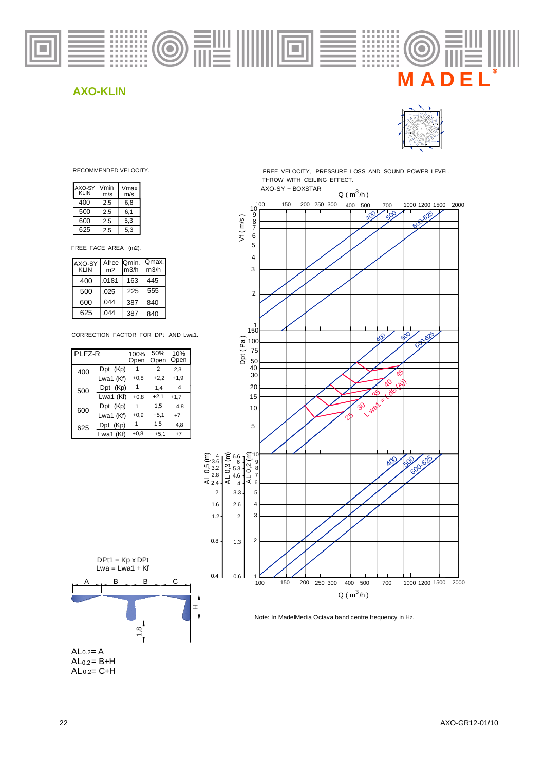## AXO-KLIN

RECOMMENDED VELOCITY.

| AXO-SY KLIN | Vmin m/s | Vmax m/s |
|---|---|---|
| 400 | 2.5 | 6,8 |
| 500 | 2.5 | 6,1 |
| 600 | 2.5 | 5,3 |
| 625 | 2.5 | 5,3 |

FREE FACE AREA (m2).

| AXO-SY KLIN | Afree m2 | Qmin. m3/h | Qmax. m3/h |
|---|---|---|---|
| 400 | .0181 | 163 | 445 |
| 500 | .025 | 225 | 555 |
| 600 | .044 | 387 | 840 |
| 625 | .044 | 387 | 840 |

CORRECTION FACTOR FOR DPt AND Lwa1.

| PLFZ-R | | 100% Open | 50% Open | 10% Open |
|---|---|---|---|---|
| 400 | Dpt (Kp) | 1 | 2 | 2,3 |
| | Lwa1 (Kf) | +0,8 | +2,2 | +1,9 |
| 500 | Dpt (Kp) | 1 | 1,4 | 4 |
| | Lwa1 (Kf) | +0,8 | +2,1 | +1,7 |
| 600 | Dpt (Kp) | 1 | 1,5 | 4,8 |
| | Lwa1 (Kf) | +0,9 | +5,1 | +7 |
| 625 | Dpt (Kp) | 1 | 1,5 | 4,8 |
| | Lwa1 (Kf) | +0,8 | +5,1 | +7 |

DPt1 = Kp x DPt
Lwa = Lwa1 + Kf

$AL_{0.2}$= A
$AL_{0.2}$= B+H
$AL_{0.2}$= C+H

FREE VELOCITY, PRESSURE LOSS AND SOUND POWER LEVEL, THROW WITH CEILING EFFECT.
AXO-SY + BOXSTAR

Note: In MadelMedia Octava band centre frequency in Hz.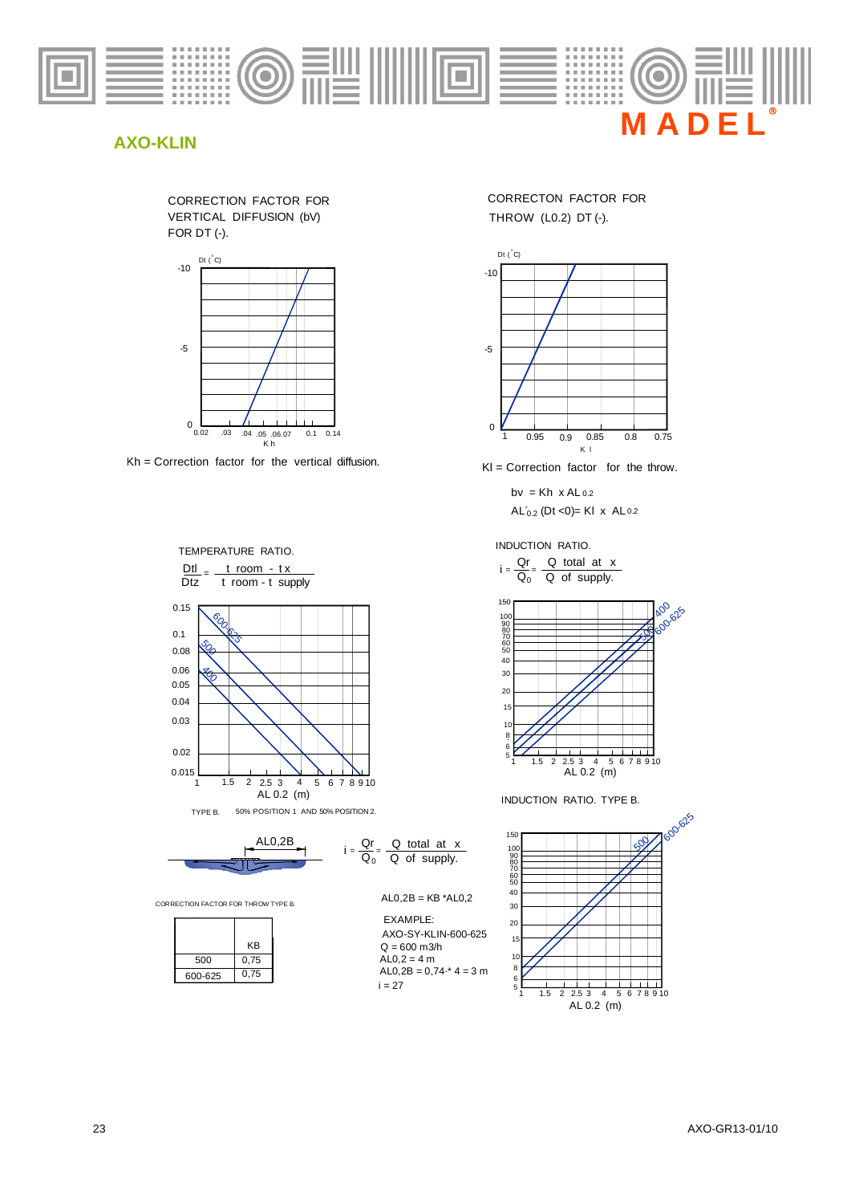## AXO-KLIN

CORRECTION FACTOR FOR VERTICAL DIFFUSION (bV) FOR DT (-).

Dt (°C)

-10

-5

0

0.02 .03 .04 .05 .06.07 0.1 0.14

K h

Kh = Correction factor for the vertical diffusion.

CORRECTON FACTOR FOR THROW (L0.2) DT (-).

Dt (°C)

-10

-5

0

1 0.95 0.9 0.85 0.8 0.75

K l

Kl = Correction factor for the throw.

bv = Kh x $AL_{0.2}$

$AL'_{0.2}$ (Dt <0)= Kl x $AL_{0.2}$

TEMPERATURE RATIO.

$$\frac{Dtl}{Dtz} = \frac{t\ room - t\,x}{t\ room - t\ supply}$$

0.15, 0.1, 0.08, 0.06, 0.05, 0.04, 0.03, 0.02, 0.015

600-625, 500, 400

1 1.5 2 2.5 3 4 5 6 7 8 9 10

AL 0.2 (m)

INDUCTION RATIO.

$$i = \frac{Qr}{Q_0} = \frac{Q\ total\ at\ x}{Q\ of\ supply.}$$

150, 100, 90, 80, 70, 60, 50, 40, 30, 20, 15, 10, 8, 6, 5

400, 500, 600-625

1 1.5 2 2.5 3 4 5 6 7 8 9 10

AL 0.2 (m)

TYPE B. 50% POSITION 1 AND 50% POSITION 2.

AL0,2B

$$i = \frac{Qr}{Q_0} = \frac{Q\ total\ at\ x}{Q\ of\ supply.}$$

INDUCTION RATIO. TYPE B.

150, 100, 90, 80, 70, 60, 50, 40, 30, 20, 15, 10, 8, 6, 5

500, 600-625

1 1.5 2 2.5 3 4 5 6 7 8 9 10

AL 0.2 (m)

CORRECTION FACTOR FOR THROW TYPE B.

| | KB |
|---|---|
| 500 | 0,75 |
| 600-625 | 0,75 |

AL0,2B = KB *AL0,2

EXAMPLE:
AXO-SY-KLIN-600-625
Q = 600 m3/h
AL0,2 = 4 m
AL0,2B = 0,74·* 4 = 3 m
i = 27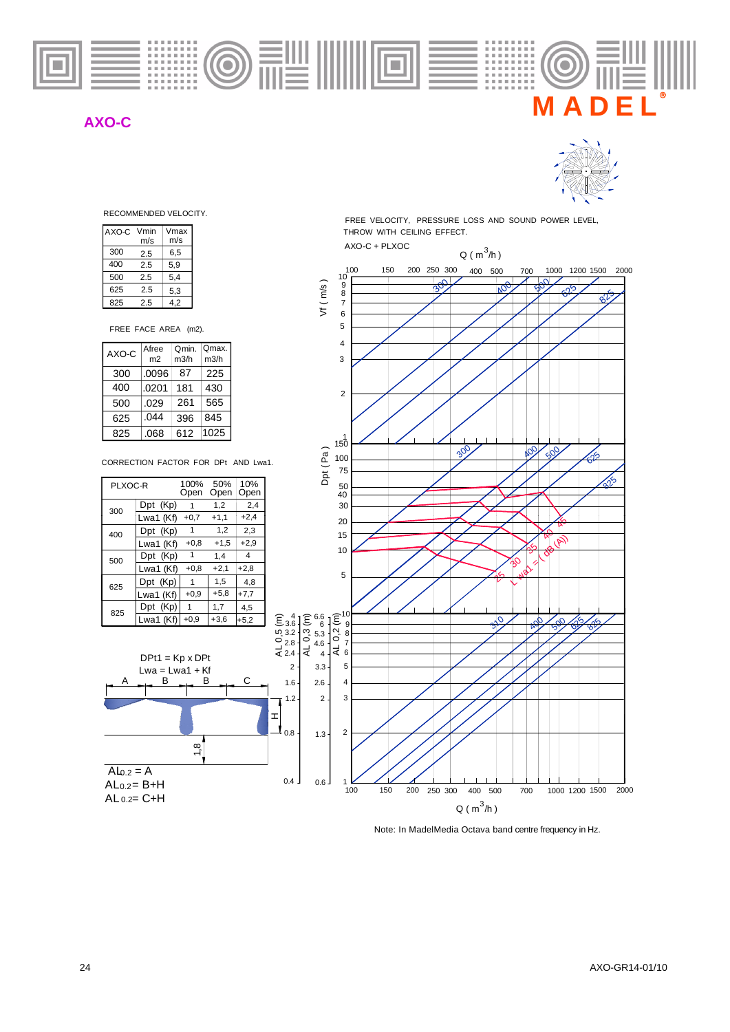# AXO-C

RECOMMENDED VELOCITY.

| AXO-C | Vmin m/s | Vmax m/s |
|---|---|---|
| 300 | 2.5 | 6,5 |
| 400 | 2.5 | 5,9 |
| 500 | 2.5 | 5,4 |
| 625 | 2.5 | 5,3 |
| 825 | 2.5 | 4,2 |

FREE FACE AREA (m2).

| AXO-C | Afree m2 | Qmin. m3/h | Qmax. m3/h |
|---|---|---|---|
| 300 | .0096 | 87 | 225 |
| 400 | .0201 | 181 | 430 |
| 500 | .029 | 261 | 565 |
| 625 | .044 | 396 | 845 |
| 825 | .068 | 612 | 1025 |

CORRECTION FACTOR FOR DPt AND Lwa1.

| PLXOC-R | | 100% Open | 50% Open | 10% Open |
|---|---|---|---|---|
| 300 | Dpt (Kp) | 1 | 1,2 | 2,4 |
| | Lwa1 (Kf) | +0,7 | +1,1 | +2,4 |
| 400 | Dpt (Kp) | 1 | 1,2 | 2,3 |
| | Lwa1 (Kf) | +0,8 | +1,5 | +2,9 |
| 500 | Dpt (Kp) | 1 | 1,4 | 4 |
| | Lwa1 (Kf) | +0,8 | +2,1 | +2,8 |
| 625 | Dpt (Kp) | 1 | 1,5 | 4,8 |
| | Lwa1 (Kf) | +0,9 | +5,8 | +7,7 |
| 825 | Dpt (Kp) | 1 | 1,7 | 4,5 |
| | Lwa1 (Kf) | +0,9 | +3,6 | +5,2 |

DPt1 = Kp x DPt

Lwa = Lwa1 + Kf

$AL_{0.2}$ = A

$AL_{0.2}$ = B+H

$AL_{0.2}$ = C+H

FREE VELOCITY, PRESSURE LOSS AND SOUND POWER LEVEL, THROW WITH CEILING EFFECT.

AXO-C + PLXOC

Note: In MadelMedia Octava band centre frequency in Hz.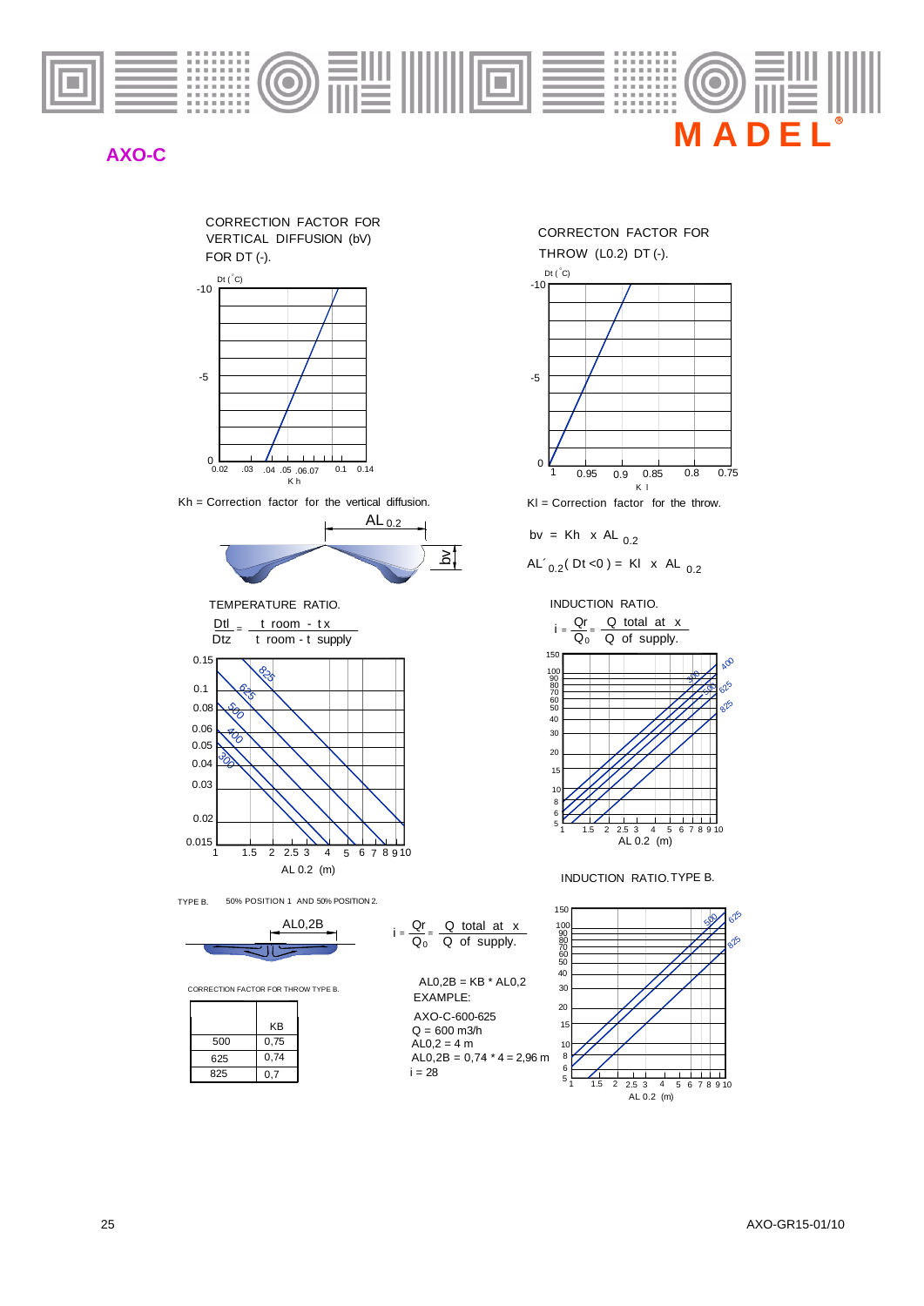## AXO-C

CORRECTION FACTOR FOR VERTICAL DIFFUSION (bV) FOR DT (-).

Kh = Correction factor for the vertical diffusion.

CORRECTON FACTOR FOR THROW (L0.2) DT (-).

Kl = Correction factor for the throw.

$bv = Kh \times AL_{0.2}$

$AL'_{0.2}(Dt < 0) = Kl \times AL_{0.2}$

TEMPERATURE RATIO.

$$\frac{Dtl}{Dtz} = \frac{t\ room - t\,x}{t\ room - t\ supply}$$

INDUCTION RATIO.

$$i = \frac{Qr}{Q_0} = \frac{Q\ total\ at\ x}{Q\ of\ supply.}$$

INDUCTION RATIO. TYPE B.

TYPE B. 50% POSITION 1 AND 50% POSITION 2.

$$i = \frac{Qr}{Q_0} = \frac{Q\ total\ at\ x}{Q\ of\ supply.}$$

CORRECTION FACTOR FOR THROW TYPE B.

| | KB |
|---|---|
| 500 | 0,75 |
| 625 | 0,74 |
| 825 | 0,7 |

AL0,2B = KB * AL0,2

EXAMPLE:

AXO-C-600-625

Q = 600 m3/h

AL0,2 = 4 m

AL0,2B = 0,74 * 4 = 2,96 m

i = 28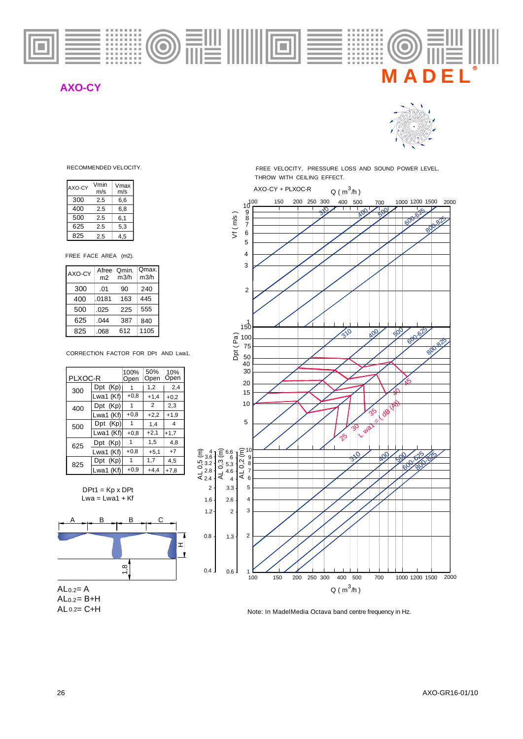# AXO-CY

MADEL

RECOMMENDED VELOCITY.

| AXO-CY | Vmin m/s | Vmax m/s |
|---|---|---|
| 300 | 2.5 | 6,6 |
| 400 | 2.5 | 6,8 |
| 500 | 2.5 | 6,1 |
| 625 | 2.5 | 5,3 |
| 825 | 2.5 | 4,5 |

FREE FACE AREA (m2).

| AXO-CY | Afree m2 | Qmin. m3/h | Qmax. m3/h |
|---|---|---|---|
| 300 | .01 | 90 | 240 |
| 400 | .0181 | 163 | 445 |
| 500 | .025 | 225 | 555 |
| 625 | .044 | 387 | 840 |
| 825 | .068 | 612 | 1105 |

CORRECTION FACTOR FOR DPt AND Lwa1.

| PLXOC-R | | 100% Open | 50% Open | 10% Open |
|---|---|---|---|---|
| 300 | Dpt (Kp) | 1 | 1,2 | 2,4 |
| | Lwa1 (Kf) | +0,8 | +1,4 | +0,2 |
| 400 | Dpt (Kp) | 1 | 2 | 2,3 |
| | Lwa1 (Kf) | +0,8 | +2,2 | +1,9 |
| 500 | Dpt (Kp) | 1 | 1,4 | 4 |
| | Lwa1 (Kf) | +0,8 | +2,1 | +1,7 |
| 625 | Dpt (Kp) | 1 | 1,5 | 4,8 |
| | Lwa1 (Kf) | +0,8 | +5,1 | +7 |
| 825 | Dpt (Kp) | 1 | 1,7 | 4,5 |
| | Lwa1 (Kf) | +0,9 | +4,4 | +7,8 |

DPt1 = Kp x DPt

Lwa = Lwa1 + Kf

$AL_{0.2}$= A

$AL_{0.2}$= B+H

$AL_{0.2}$= C+H

FREE VELOCITY, PRESSURE LOSS AND SOUND POWER LEVEL, THROW WITH CEILING EFFECT.

AXO-CY + PLXOC-R

Note: In MadelMedia Octava band centre frequency in Hz.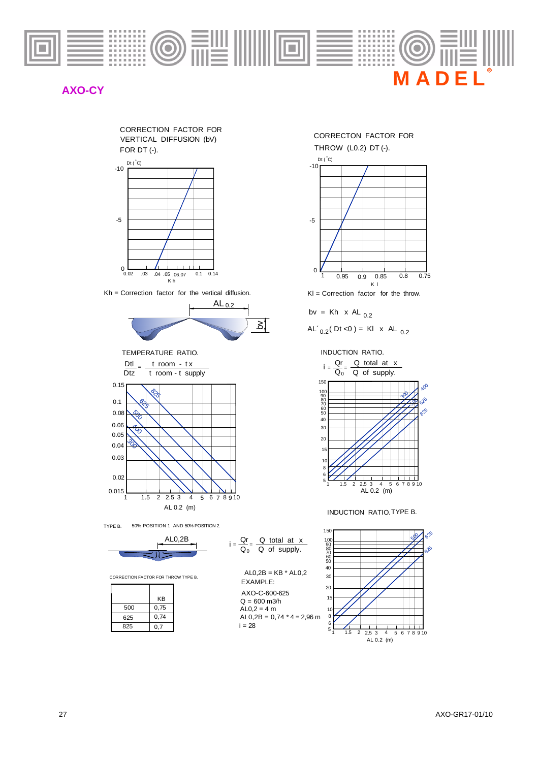## AXO-CY

CORRECTION FACTOR FOR VERTICAL DIFFUSION (bV) FOR DT (-).

Dt (°C)

Kh

Kh = Correction factor for the vertical diffusion.

CORRECTON FACTOR FOR THROW (L0.2) DT (-).

Dt (°C)

K l

Kl = Correction factor for the throw.

$bv = Kh \times AL_{0.2}$

$AL'_{0.2}(Dt<0) = Kl \times AL_{0.2}$

TEMPERATURE RATIO.

$$\frac{Dtl}{Dtz} = \frac{t\ room - t\ x}{t\ room - t\ supply}$$

AL 0.2 (m)

INDUCTION RATIO.

$$i = \frac{Qr}{Q_0} = \frac{Q\ total\ at\ x}{Q\ of\ supply.}$$

AL 0.2 (m)

INDUCTION RATIO. TYPE B.

TYPE B. 50% POSITION 1 AND 50% POSITION 2.

AL0,2B

$$i = \frac{Qr}{Q_0} = \frac{Q\ total\ at\ x}{Q\ of\ supply.}$$

CORRECTION FACTOR FOR THROW TYPE B.

| | KB |
|---|---|
| 500 | 0,75 |
| 625 | 0,74 |
| 825 | 0,7 |

AL0,2B = KB * AL0,2

EXAMPLE:

AXO-C-600-625
Q = 600 m3/h
AL0,2 = 4 m
AL0,2B = 0,74 * 4 = 2,96 m
i = 28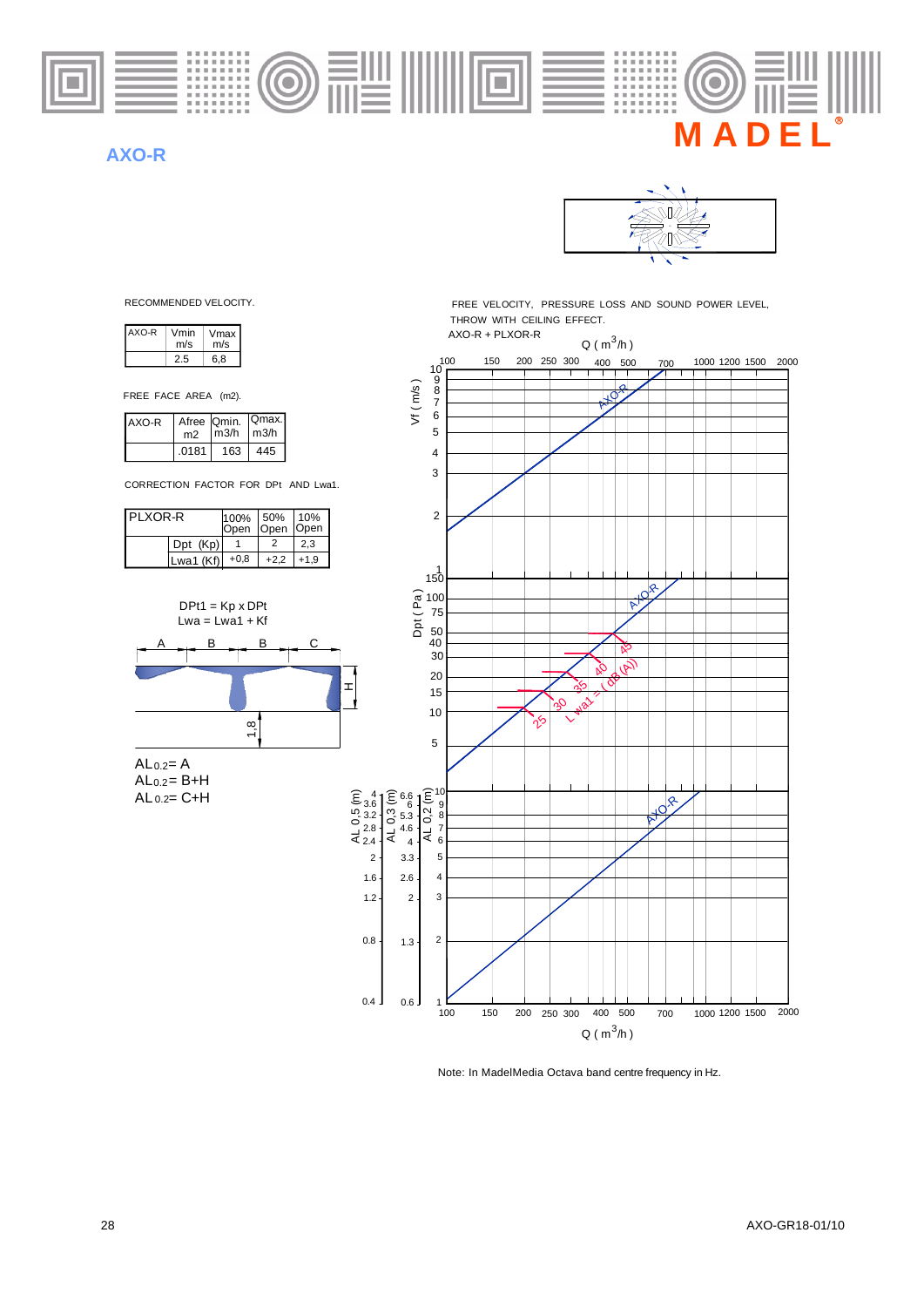# AXO-R

RECOMMENDED VELOCITY.

| AXO-R | Vmin m/s | Vmax m/s |
|---|---|---|
| | 2.5 | 6,8 |

FREE FACE AREA (m2).

| AXO-R | Afree m2 | Qmin. m3/h | Qmax. m3/h |
|---|---|---|---|
| | .0181 | 163 | 445 |

CORRECTION FACTOR FOR DPt AND Lwa1.

| PLXOR-R | | 100% Open | 50% Open | 10% Open |
|---|---|---|---|---|
| | Dpt (Kp) | 1 | 2 | 2,3 |
| | Lwa1 (Kf) | +0,8 | +2,2 | +1,9 |

DPt1 = Kp x DPt

Lwa = Lwa1 + Kf

A B B C

H

1,8

$AL_{0.2}$= A

$AL_{0.2}$= B+H

$AL_{0.2}$= C+H

FREE VELOCITY, PRESSURE LOSS AND SOUND POWER LEVEL, THROW WITH CEILING EFFECT.

AXO-R + PLXOR-R

Q ( $m^3$/h )

Vf ( m/s )

Dpt ( Pa )

L wa1 = ( dB (A))

AL 0,5 (m) AL 0,3 (m) AL 0,2 (m)

Q ( $m^3$/h )

Note: In MadelMedia Octava band centre frequency in Hz.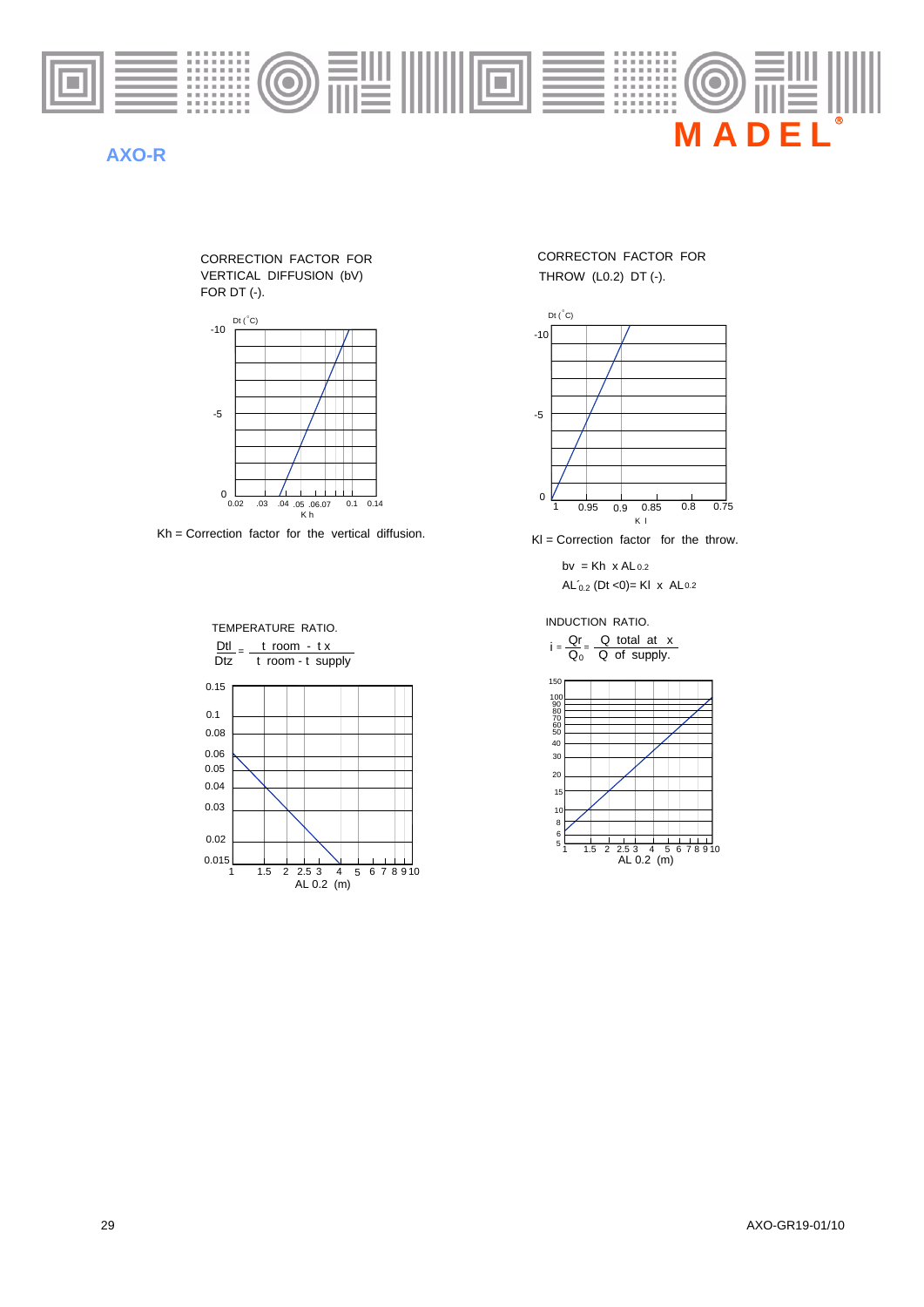## AXO-R

CORRECTION FACTOR FOR VERTICAL DIFFUSION (bV) FOR DT (-).

Dt (°C)

-10

-5

0

0.02 .03 .04 .05 .06.07 0.1 0.14

K h

Kh = Correction factor for the vertical diffusion.

CORRECTON FACTOR FOR THROW (L0.2) DT (-).

Dt (°C)

-10

-5

0

1 0.95 0.9 0.85 0.8 0.75

K l

Kl = Correction factor for the throw.

$bv = Kh \times AL_{0.2}$

$AL'_{0.2}$ (Dt <0)= Kl x $AL_{0.2}$

TEMPERATURE RATIO.

$$\frac{Dtl}{Dtz} = \frac{t\ room\ -\ t\ x}{t\ room\ -\ t\ supply}$$

0.15

0.1

0.08

0.06

0.05

0.04

0.03

0.02

0.015

1 1.5 2 2.5 3 4 5 6 7 8 9 10

AL 0.2 (m)

INDUCTION RATIO.

$$i = \frac{Qr}{Q_0} = \frac{Q\ total\ at\ x}{Q\ of\ supply.}$$

150

100

90

80

70

60

50

40

30

20

15

10

8

6

5

1 1.5 2 2.5 3 4 5 6 7 8 9 10

AL 0.2 (m)

AXO-GR19-01/10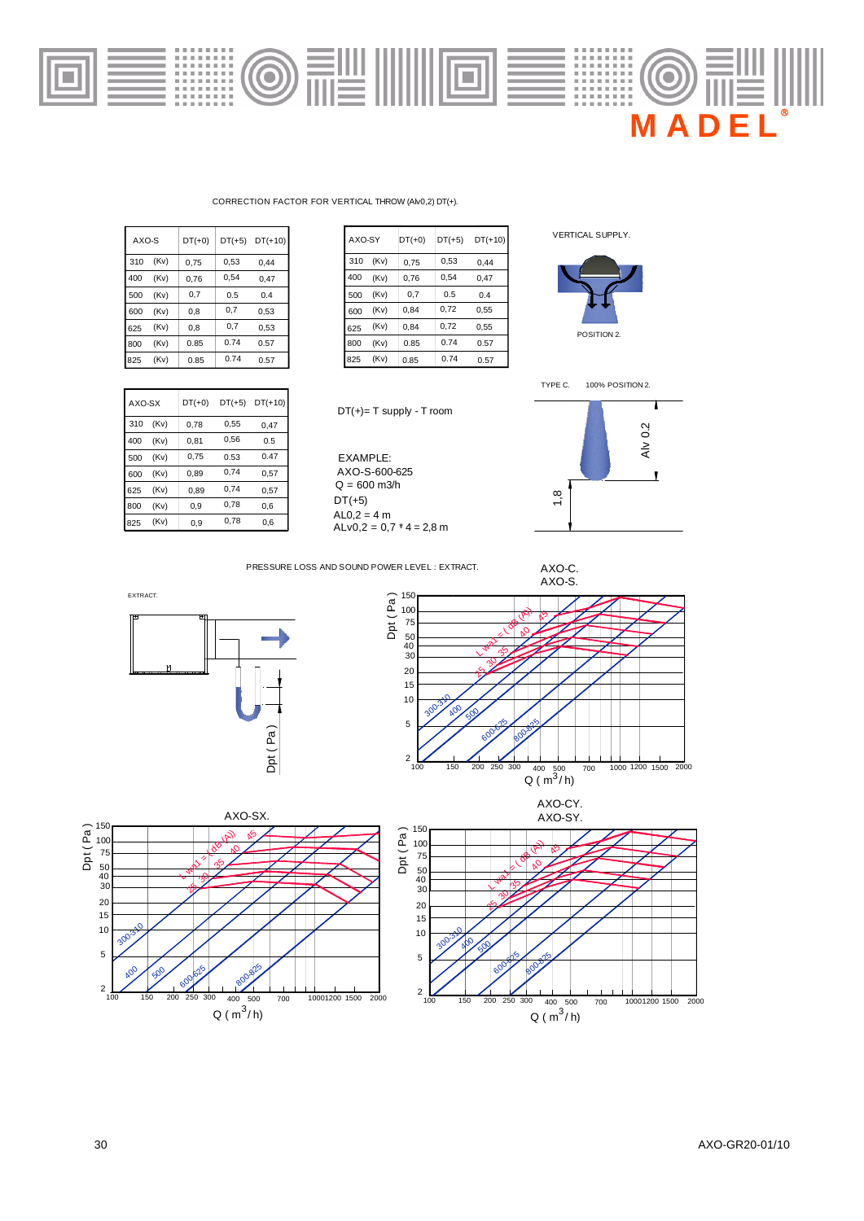CORRECTION FACTOR FOR VERTICAL THROW (Alv0,2) DT(+).

| AXO-S | | DT(+0) | DT(+5) | DT(+10) |
|---|---|---|---|---|
| 310 | (Kv) | 0,75 | 0,53 | 0,44 |
| 400 | (Kv) | 0,76 | 0,54 | 0,47 |
| 500 | (Kv) | 0,7 | 0.5 | 0.4 |
| 600 | (Kv) | 0,8 | 0,7 | 0,53 |
| 625 | (Kv) | 0,8 | 0,7 | 0,53 |
| 800 | (Kv) | 0.85 | 0.74 | 0.57 |
| 825 | (Kv) | 0.85 | 0.74 | 0.57 |

| AXO-SY | | DT(+0) | DT(+5) | DT(+10) |
|---|---|---|---|---|
| 310 | (Kv) | 0,75 | 0,53 | 0,44 |
| 400 | (Kv) | 0,76 | 0,54 | 0,47 |
| 500 | (Kv) | 0,7 | 0.5 | 0.4 |
| 600 | (Kv) | 0,84 | 0,72 | 0,55 |
| 625 | (Kv) | 0,84 | 0,72 | 0,55 |
| 800 | (Kv) | 0.85 | 0.74 | 0.57 |
| 825 | (Kv) | 0.85 | 0.74 | 0.57 |

VERTICAL SUPPLY.

POSITION 2.

| AXO-SX | | DT(+0) | DT(+5) | DT(+10) |
|---|---|---|---|---|
| 310 | (Kv) | 0,78 | 0,55 | 0,47 |
| 400 | (Kv) | 0,81 | 0,56 | 0.5 |
| 500 | (Kv) | 0,75 | 0.53 | 0.47 |
| 600 | (Kv) | 0,89 | 0,74 | 0,57 |
| 625 | (Kv) | 0,89 | 0,74 | 0,57 |
| 800 | (Kv) | 0,9 | 0,78 | 0,6 |
| 825 | (Kv) | 0,9 | 0,78 | 0,6 |

DT(+)= T supply - T room

EXAMPLE:
AXO-S-600-625
Q = 600 m3/h
DT(+5)
AL0,2 = 4 m
ALv0,2 = 0,7 * 4 = 2,8 m

TYPE C. 100% POSITION 2.

Alv 0.2

1,8

PRESSURE LOSS AND SOUND POWER LEVEL : EXTRACT.

EXTRACT.

Dpt ( Pa )

AXO-C.
AXO-S.

Dpt ( Pa )
150, 100, 75, 50, 40, 30, 20, 15, 10, 5, 2
L wA = ( dB (A)) 25 30 35 40 45
300-310, 400, 500, 600-625, 800-825
100 150 200 250 300 400 500 700 1000 1200 1500 2000
Q ( $m^3$ / h)

AXO-SX.

Dpt ( Pa )
150, 100, 75, 50, 40, 30, 20, 15, 10, 5, 2
L wA = ( dB (A)) 25 30 35 40 45
300-310, 400, 500, 600-625, 800-825
100 150 200 250 300 400 500 700 1000 1200 1500 2000
Q ( $m^3$ / h)

AXO-CY.
AXO-SY.

Dpt ( Pa )
150, 100, 75, 50, 40, 30, 20, 15, 10, 5, 2
L wA = ( dB (A)) 25 30 35 40 45
300-310, 400, 500, 600-625, 800-825
100 150 200 250 300 400 500 700 1000 1200 1500 2000
Q ( $m^3$ / h)

AXO-GR20-01/10